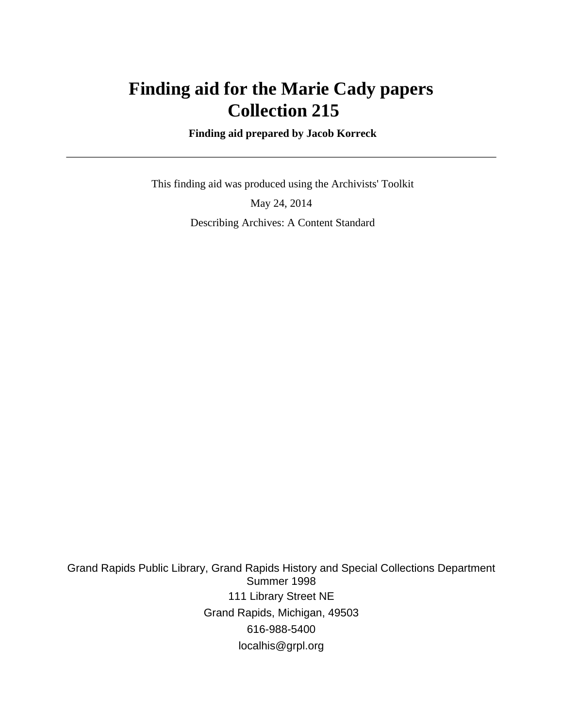# Finding aid for the Marie Cady papers
# Collection 215

**Finding aid prepared by Jacob Korreck**

---

This finding aid was produced using the Archivists' Toolkit

May 24, 2014

Describing Archives: A Content Standard

Grand Rapids Public Library, Grand Rapids History and Special Collections Department
Summer 1998

111 Library Street NE

Grand Rapids, Michigan, 49503

616-988-5400

localhis@grpl.org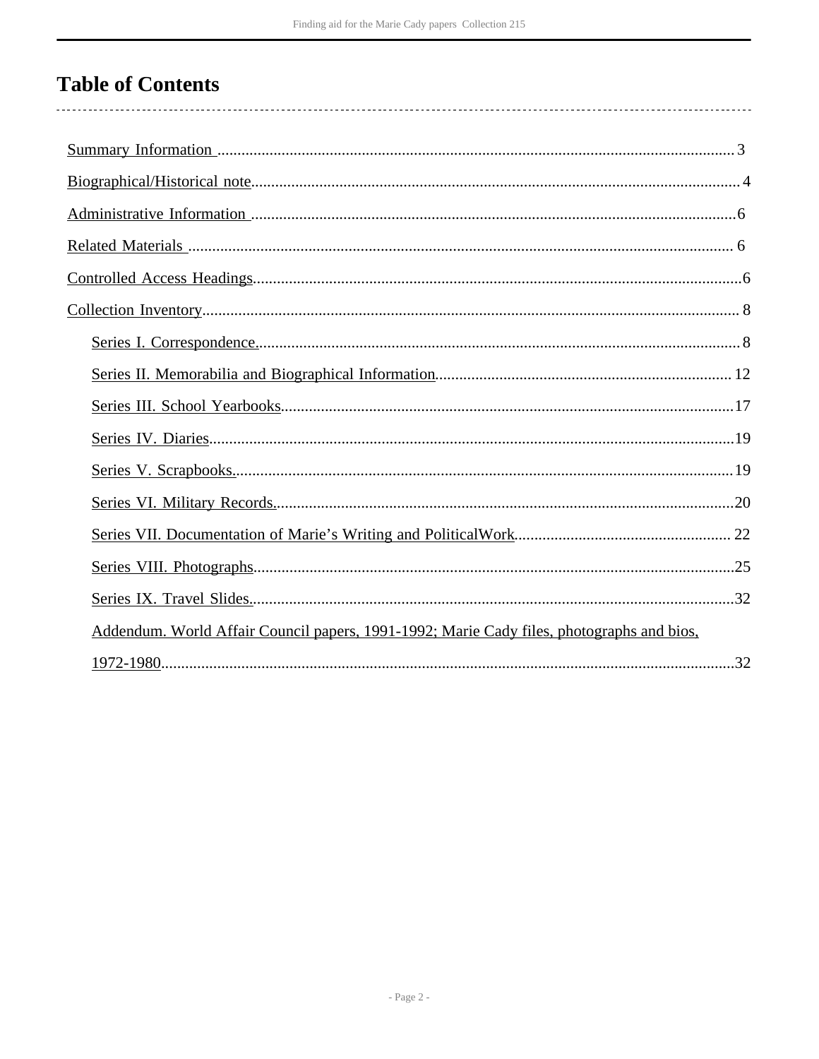# Table of Contents

Summary Information .................................................................................................................................3

Biographical/Historical note.........................................................................................................................4

Administrative Information .........................................................................................................................6

Related Materials ....................................................................................................................................... 6

Controlled Access Headings.........................................................................................................................6

Collection Inventory..................................................................................................................................... 8

- Series I. Correspondence.........................................................................................................................8
- Series II. Memorabilia and Biographical Information........................................................................... 12
- Series III. School Yearbooks.................................................................................................................17
- Series IV. Diaries...................................................................................................................................19
- Series V. Scrapbooks.............................................................................................................................19
- Series VI. Military Records...................................................................................................................20
- Series VII. Documentation of Marie's Writing and PoliticalWork...................................................... 22
- Series VIII. Photographs.......................................................................................................................25
- Series IX. Travel Slides.........................................................................................................................32
- Addendum. World Affair Council papers, 1991-1992; Marie Cady files, photographs and bios, 1972-1980.............................................................................................................................................32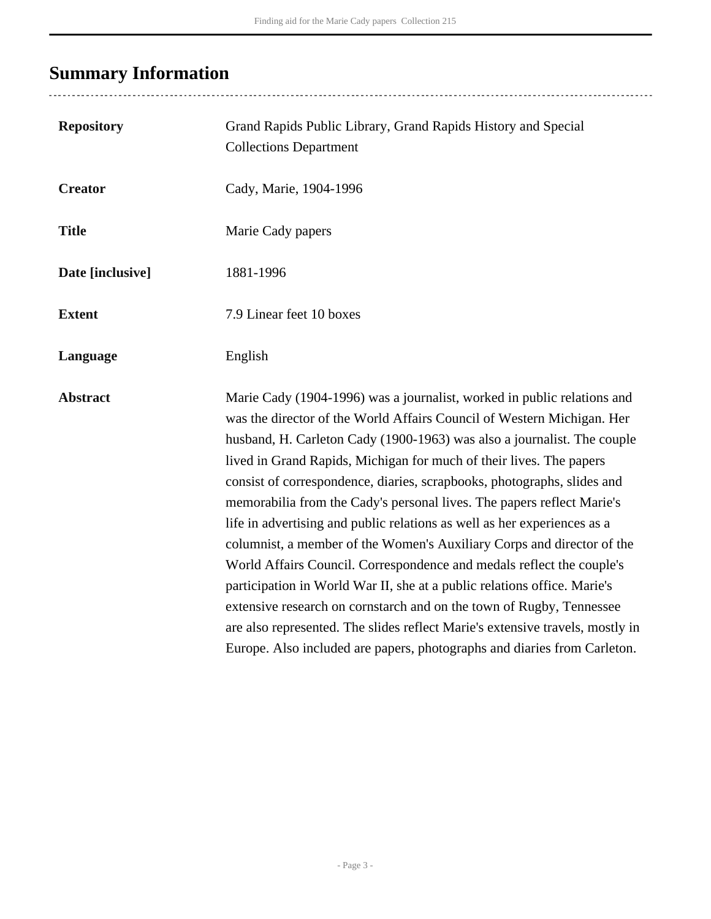## Summary Information

| | |
|---|---|
| **Repository** | Grand Rapids Public Library, Grand Rapids History and Special Collections Department |
| **Creator** | Cady, Marie, 1904-1996 |
| **Title** | Marie Cady papers |
| **Date [inclusive]** | 1881-1996 |
| **Extent** | 7.9 Linear feet 10 boxes |
| **Language** | English |
| **Abstract** | Marie Cady (1904-1996) was a journalist, worked in public relations and was the director of the World Affairs Council of Western Michigan. Her husband, H. Carleton Cady (1900-1963) was also a journalist. The couple lived in Grand Rapids, Michigan for much of their lives. The papers consist of correspondence, diaries, scrapbooks, photographs, slides and memorabilia from the Cady's personal lives. The papers reflect Marie's life in advertising and public relations as well as her experiences as a columnist, a member of the Women's Auxiliary Corps and director of the World Affairs Council. Correspondence and medals reflect the couple's participation in World War II, she at a public relations office. Marie's extensive research on cornstarch and on the town of Rugby, Tennessee are also represented. The slides reflect Marie's extensive travels, mostly in Europe. Also included are papers, photographs and diaries from Carleton. |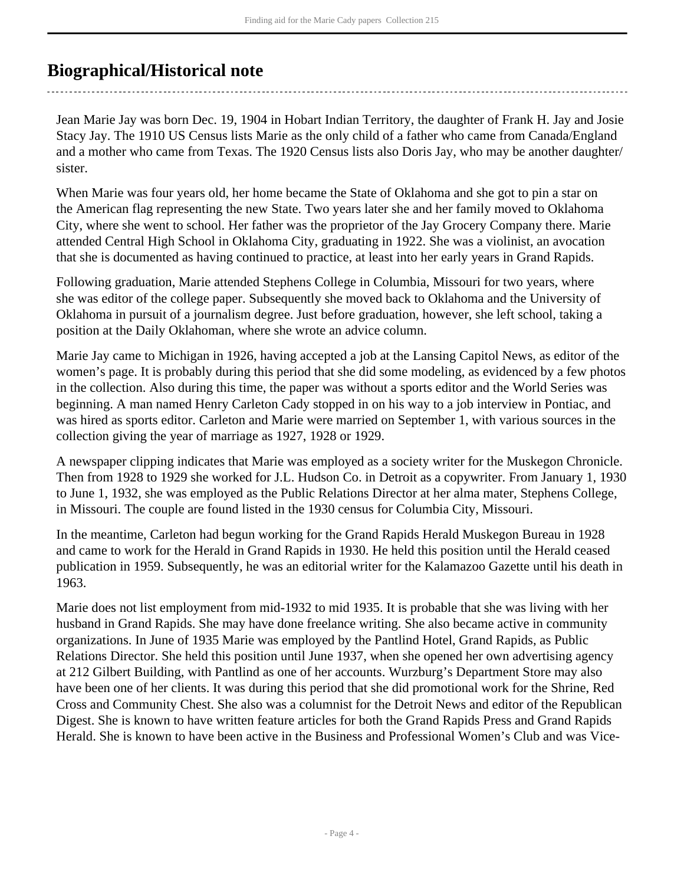# Biographical/Historical note

Jean Marie Jay was born Dec. 19, 1904 in Hobart Indian Territory, the daughter of Frank H. Jay and Josie Stacy Jay. The 1910 US Census lists Marie as the only child of a father who came from Canada/England and a mother who came from Texas. The 1920 Census lists also Doris Jay, who may be another daughter/ sister.

When Marie was four years old, her home became the State of Oklahoma and she got to pin a star on the American flag representing the new State. Two years later she and her family moved to Oklahoma City, where she went to school. Her father was the proprietor of the Jay Grocery Company there. Marie attended Central High School in Oklahoma City, graduating in 1922. She was a violinist, an avocation that she is documented as having continued to practice, at least into her early years in Grand Rapids.

Following graduation, Marie attended Stephens College in Columbia, Missouri for two years, where she was editor of the college paper. Subsequently she moved back to Oklahoma and the University of Oklahoma in pursuit of a journalism degree. Just before graduation, however, she left school, taking a position at the Daily Oklahoman, where she wrote an advice column.

Marie Jay came to Michigan in 1926, having accepted a job at the Lansing Capitol News, as editor of the women's page. It is probably during this period that she did some modeling, as evidenced by a few photos in the collection. Also during this time, the paper was without a sports editor and the World Series was beginning. A man named Henry Carleton Cady stopped in on his way to a job interview in Pontiac, and was hired as sports editor. Carleton and Marie were married on September 1, with various sources in the collection giving the year of marriage as 1927, 1928 or 1929.

A newspaper clipping indicates that Marie was employed as a society writer for the Muskegon Chronicle. Then from 1928 to 1929 she worked for J.L. Hudson Co. in Detroit as a copywriter. From January 1, 1930 to June 1, 1932, she was employed as the Public Relations Director at her alma mater, Stephens College, in Missouri. The couple are found listed in the 1930 census for Columbia City, Missouri.

In the meantime, Carleton had begun working for the Grand Rapids Herald Muskegon Bureau in 1928 and came to work for the Herald in Grand Rapids in 1930. He held this position until the Herald ceased publication in 1959. Subsequently, he was an editorial writer for the Kalamazoo Gazette until his death in 1963.

Marie does not list employment from mid-1932 to mid 1935. It is probable that she was living with her husband in Grand Rapids. She may have done freelance writing. She also became active in community organizations. In June of 1935 Marie was employed by the Pantlind Hotel, Grand Rapids, as Public Relations Director. She held this position until June 1937, when she opened her own advertising agency at 212 Gilbert Building, with Pantlind as one of her accounts. Wurzburg's Department Store may also have been one of her clients. It was during this period that she did promotional work for the Shrine, Red Cross and Community Chest. She also was a columnist for the Detroit News and editor of the Republican Digest. She is known to have written feature articles for both the Grand Rapids Press and Grand Rapids Herald. She is known to have been active in the Business and Professional Women's Club and was Vice-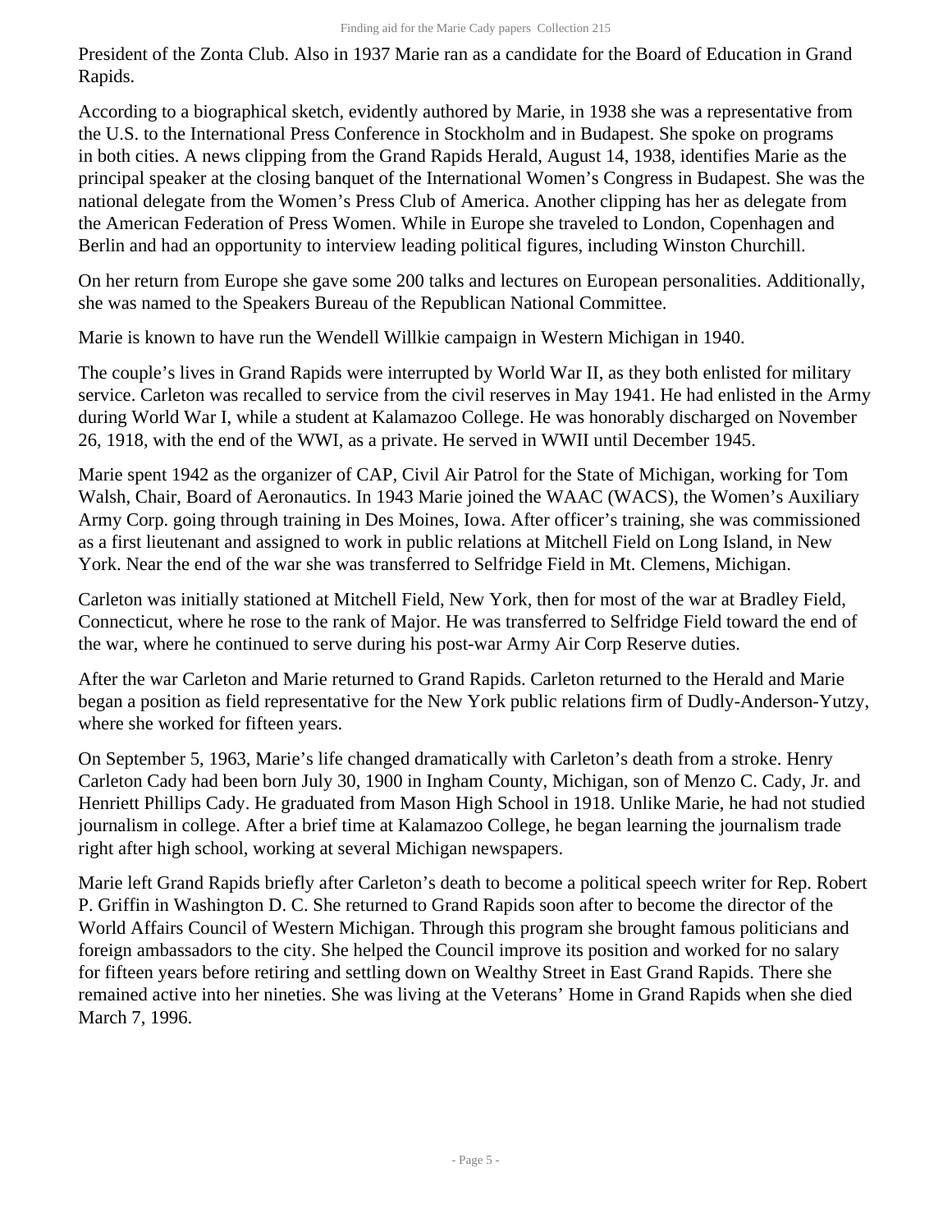President of the Zonta Club. Also in 1937 Marie ran as a candidate for the Board of Education in Grand Rapids.

According to a biographical sketch, evidently authored by Marie, in 1938 she was a representative from the U.S. to the International Press Conference in Stockholm and in Budapest. She spoke on programs in both cities. A news clipping from the Grand Rapids Herald, August 14, 1938, identifies Marie as the principal speaker at the closing banquet of the International Women's Congress in Budapest. She was the national delegate from the Women's Press Club of America. Another clipping has her as delegate from the American Federation of Press Women. While in Europe she traveled to London, Copenhagen and Berlin and had an opportunity to interview leading political figures, including Winston Churchill.

On her return from Europe she gave some 200 talks and lectures on European personalities. Additionally, she was named to the Speakers Bureau of the Republican National Committee.

Marie is known to have run the Wendell Willkie campaign in Western Michigan in 1940.

The couple's lives in Grand Rapids were interrupted by World War II, as they both enlisted for military service. Carleton was recalled to service from the civil reserves in May 1941. He had enlisted in the Army during World War I, while a student at Kalamazoo College. He was honorably discharged on November 26, 1918, with the end of the WWI, as a private. He served in WWII until December 1945.

Marie spent 1942 as the organizer of CAP, Civil Air Patrol for the State of Michigan, working for Tom Walsh, Chair, Board of Aeronautics. In 1943 Marie joined the WAAC (WACS), the Women's Auxiliary Army Corp. going through training in Des Moines, Iowa. After officer's training, she was commissioned as a first lieutenant and assigned to work in public relations at Mitchell Field on Long Island, in New York. Near the end of the war she was transferred to Selfridge Field in Mt. Clemens, Michigan.

Carleton was initially stationed at Mitchell Field, New York, then for most of the war at Bradley Field, Connecticut, where he rose to the rank of Major. He was transferred to Selfridge Field toward the end of the war, where he continued to serve during his post-war Army Air Corp Reserve duties.

After the war Carleton and Marie returned to Grand Rapids. Carleton returned to the Herald and Marie began a position as field representative for the New York public relations firm of Dudly-Anderson-Yutzy, where she worked for fifteen years.

On September 5, 1963, Marie's life changed dramatically with Carleton's death from a stroke. Henry Carleton Cady had been born July 30, 1900 in Ingham County, Michigan, son of Menzo C. Cady, Jr. and Henriett Phillips Cady. He graduated from Mason High School in 1918. Unlike Marie, he had not studied journalism in college. After a brief time at Kalamazoo College, he began learning the journalism trade right after high school, working at several Michigan newspapers.

Marie left Grand Rapids briefly after Carleton's death to become a political speech writer for Rep. Robert P. Griffin in Washington D. C. She returned to Grand Rapids soon after to become the director of the World Affairs Council of Western Michigan. Through this program she brought famous politicians and foreign ambassadors to the city. She helped the Council improve its position and worked for no salary for fifteen years before retiring and settling down on Wealthy Street in East Grand Rapids. There she remained active into her nineties. She was living at the Veterans' Home in Grand Rapids when she died March 7, 1996.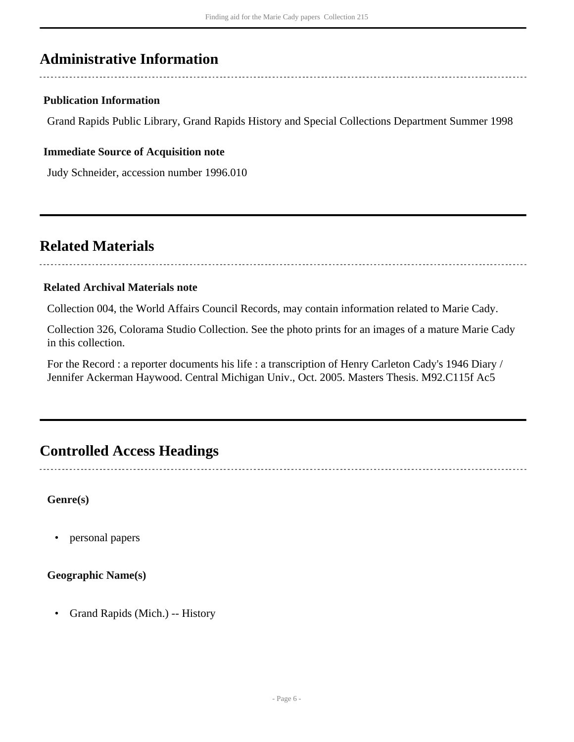## Administrative Information

### Publication Information

Grand Rapids Public Library, Grand Rapids History and Special Collections Department Summer 1998

### Immediate Source of Acquisition note

Judy Schneider, accession number 1996.010

## Related Materials

### Related Archival Materials note

Collection 004, the World Affairs Council Records, may contain information related to Marie Cady.

Collection 326, Colorama Studio Collection. See the photo prints for an images of a mature Marie Cady in this collection.

For the Record : a reporter documents his life : a transcription of Henry Carleton Cady's 1946 Diary / Jennifer Ackerman Haywood. Central Michigan Univ., Oct. 2005. Masters Thesis. M92.C115f Ac5

## Controlled Access Headings

**Genre(s)**

- personal papers

**Geographic Name(s)**

- Grand Rapids (Mich.) -- History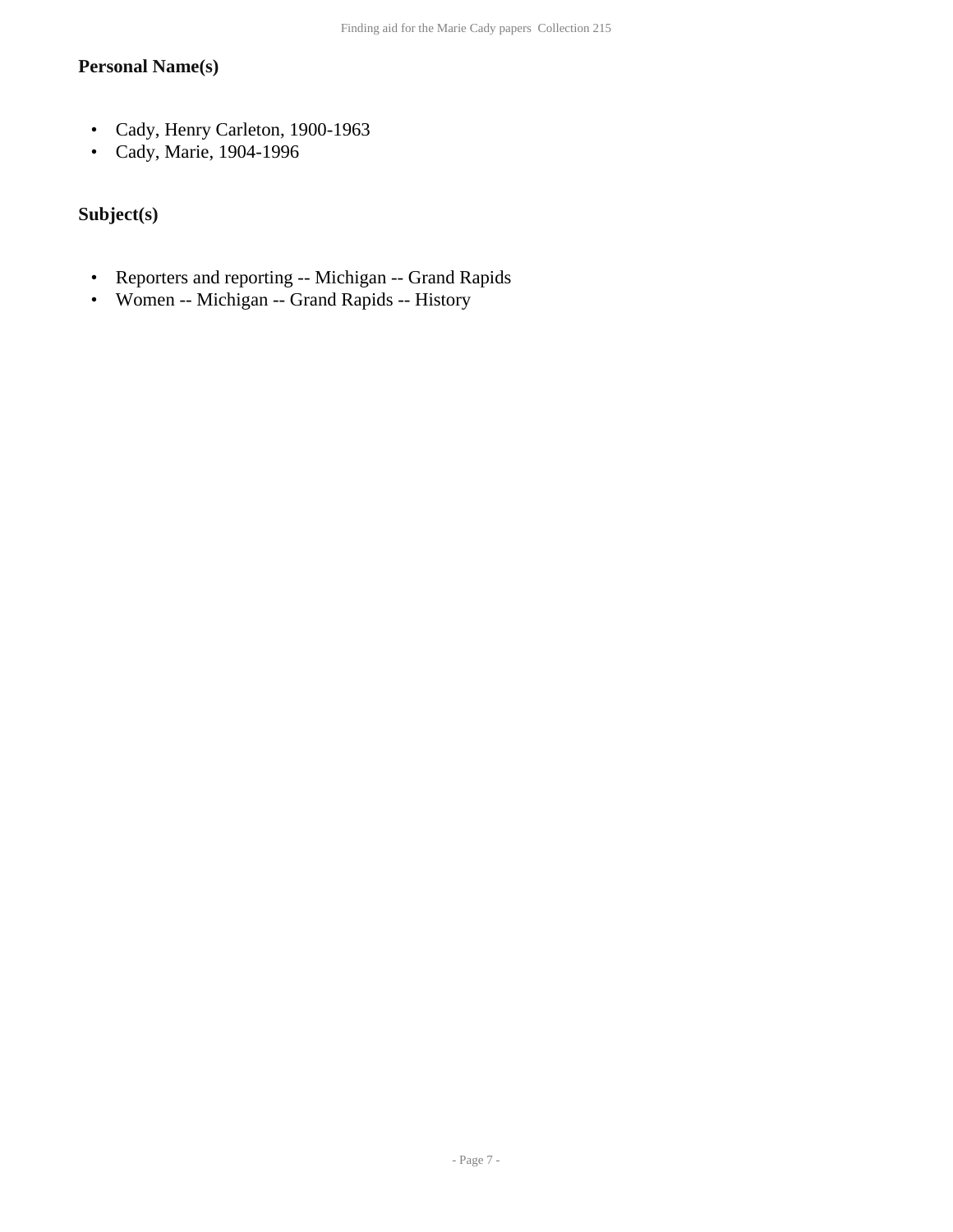### Personal Name(s)

- Cady, Henry Carleton, 1900-1963
- Cady, Marie, 1904-1996

### Subject(s)

- Reporters and reporting -- Michigan -- Grand Rapids
- Women -- Michigan -- Grand Rapids -- History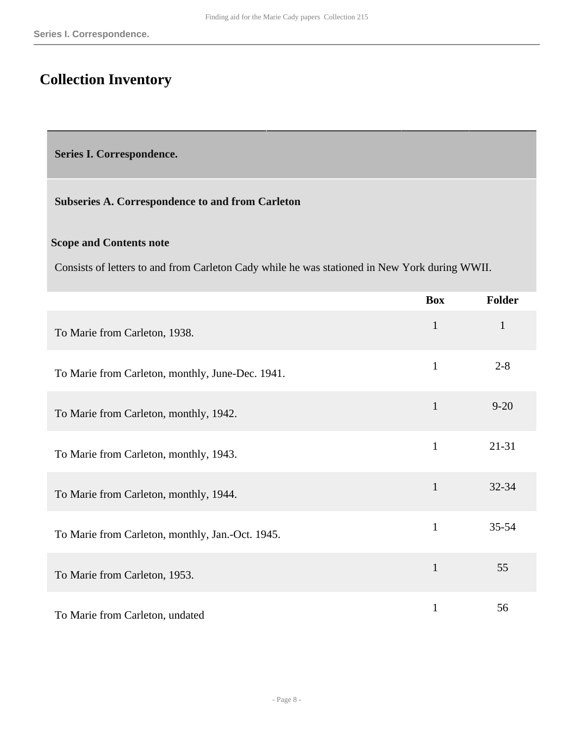# Collection Inventory

## Series I. Correspondence.

### Subseries A. Correspondence to and from Carleton

**Scope and Contents note**

Consists of letters to and from Carleton Cady while he was stationed in New York during WWII.

| | Box | Folder |
|---|---|---|
| To Marie from Carleton, 1938. | 1 | 1 |
| To Marie from Carleton, monthly, June-Dec. 1941. | 1 | 2-8 |
| To Marie from Carleton, monthly, 1942. | 1 | 9-20 |
| To Marie from Carleton, monthly, 1943. | 1 | 21-31 |
| To Marie from Carleton, monthly, 1944. | 1 | 32-34 |
| To Marie from Carleton, monthly, Jan.-Oct. 1945. | 1 | 35-54 |
| To Marie from Carleton, 1953. | 1 | 55 |
| To Marie from Carleton, undated | 1 | 56 |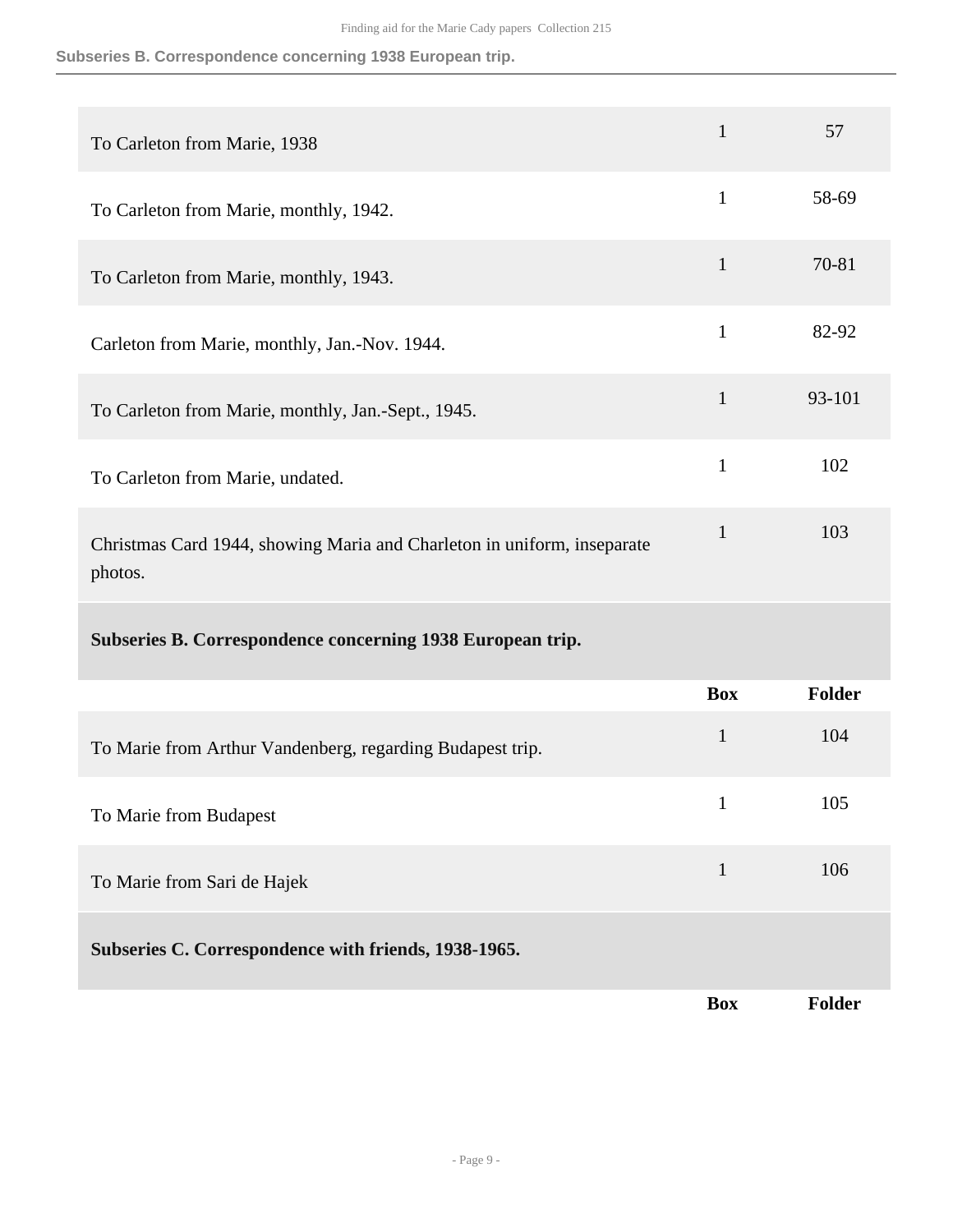| | Box | Folder |
|---|---|---|
| To Carleton from Marie, 1938 | 1 | 57 |
| To Carleton from Marie, monthly, 1942. | 1 | 58-69 |
| To Carleton from Marie, monthly, 1943. | 1 | 70-81 |
| Carleton from Marie, monthly, Jan.-Nov. 1944. | 1 | 82-92 |
| To Carleton from Marie, monthly, Jan.-Sept., 1945. | 1 | 93-101 |
| To Carleton from Marie, undated. | 1 | 102 |
| Christmas Card 1944, showing Maria and Charleton in uniform, inseparate photos. | 1 | 103 |

### Subseries B. Correspondence concerning 1938 European trip.

| | Box | Folder |
|---|---|---|
| To Marie from Arthur Vandenberg, regarding Budapest trip. | 1 | 104 |
| To Marie from Budapest | 1 | 105 |
| To Marie from Sari de Hajek | 1 | 106 |

### Subseries C. Correspondence with friends, 1938-1965.

| | Box | Folder |
|---|---|---|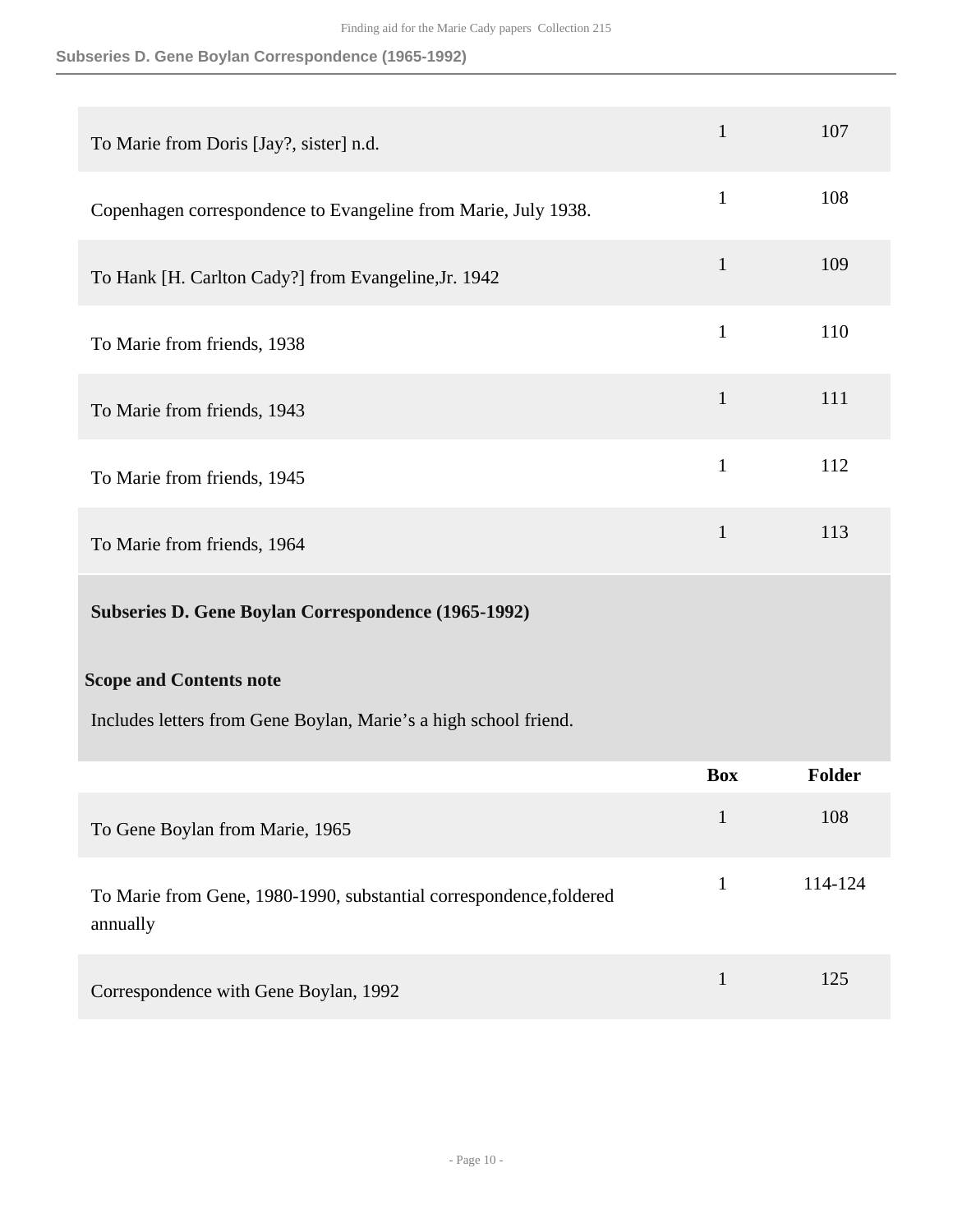| | Box | Folder |
|---|---|---|
| To Marie from Doris [Jay?, sister] n.d. | 1 | 107 |
| Copenhagen correspondence to Evangeline from Marie, July 1938. | 1 | 108 |
| To Hank [H. Carlton Cady?] from Evangeline,Jr. 1942 | 1 | 109 |
| To Marie from friends, 1938 | 1 | 110 |
| To Marie from friends, 1943 | 1 | 111 |
| To Marie from friends, 1945 | 1 | 112 |
| To Marie from friends, 1964 | 1 | 113 |

### Subseries D. Gene Boylan Correspondence (1965-1992)

**Scope and Contents note**

Includes letters from Gene Boylan, Marie's a high school friend.

| | Box | Folder |
|---|---|---|
| To Gene Boylan from Marie, 1965 | 1 | 108 |
| To Marie from Gene, 1980-1990, substantial correspondence,foldered annually | 1 | 114-124 |
| Correspondence with Gene Boylan, 1992 | 1 | 125 |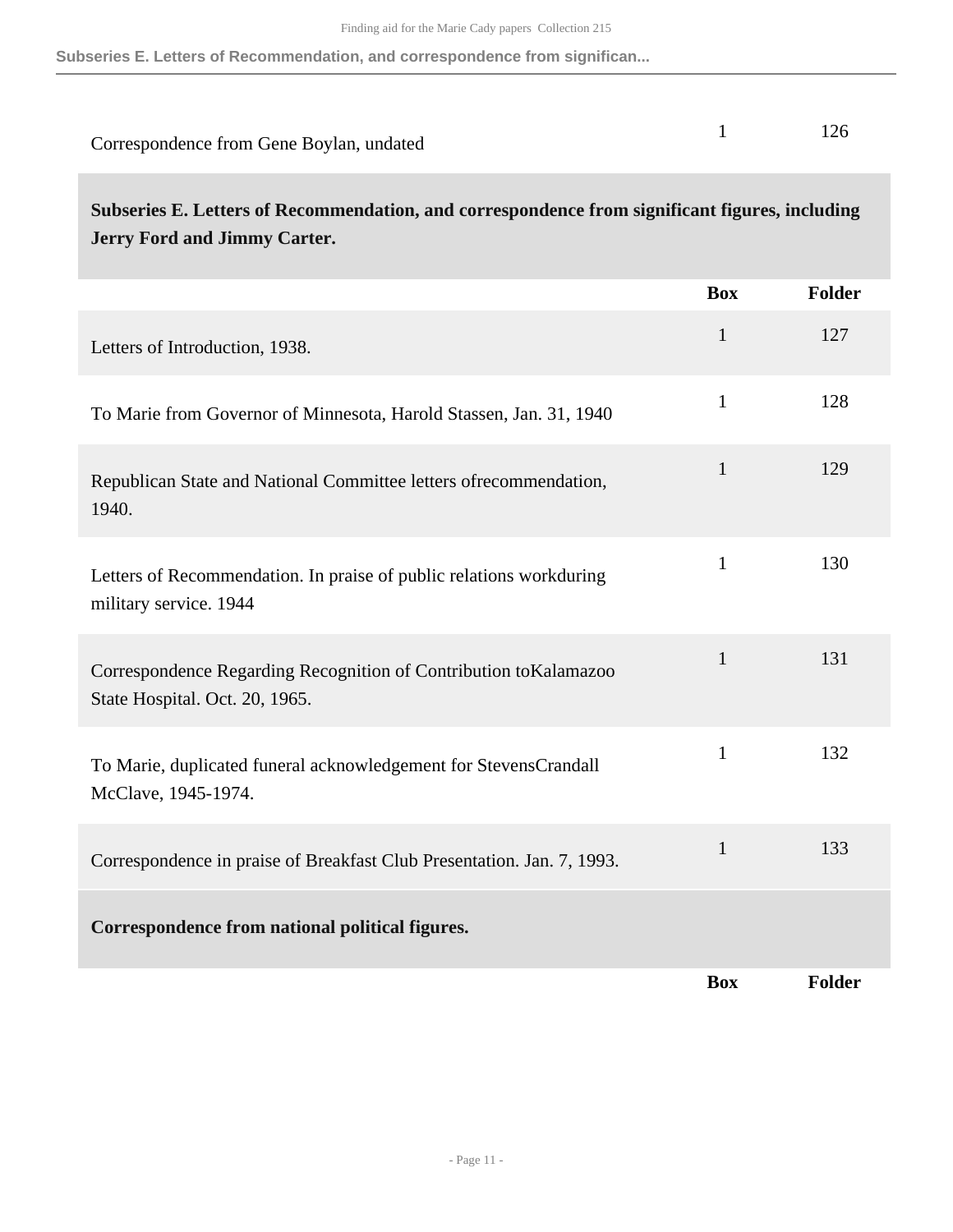| | Box | Folder |
|---|---|---|
| Correspondence from Gene Boylan, undated | 1 | 126 |

**Subseries E. Letters of Recommendation, and correspondence from significant figures, including Jerry Ford and Jimmy Carter.**

| | Box | Folder |
|---|---|---|
| Letters of Introduction, 1938. | 1 | 127 |
| To Marie from Governor of Minnesota, Harold Stassen, Jan. 31, 1940 | 1 | 128 |
| Republican State and National Committee letters ofrecommendation, 1940. | 1 | 129 |
| Letters of Recommendation. In praise of public relations workduring military service. 1944 | 1 | 130 |
| Correspondence Regarding Recognition of Contribution toKalamazoo State Hospital. Oct. 20, 1965. | 1 | 131 |
| To Marie, duplicated funeral acknowledgement for StevensCrandall McClave, 1945-1974. | 1 | 132 |
| Correspondence in praise of Breakfast Club Presentation. Jan. 7, 1993. | 1 | 133 |

**Correspondence from national political figures.**

| | Box | Folder |
|---|---|---|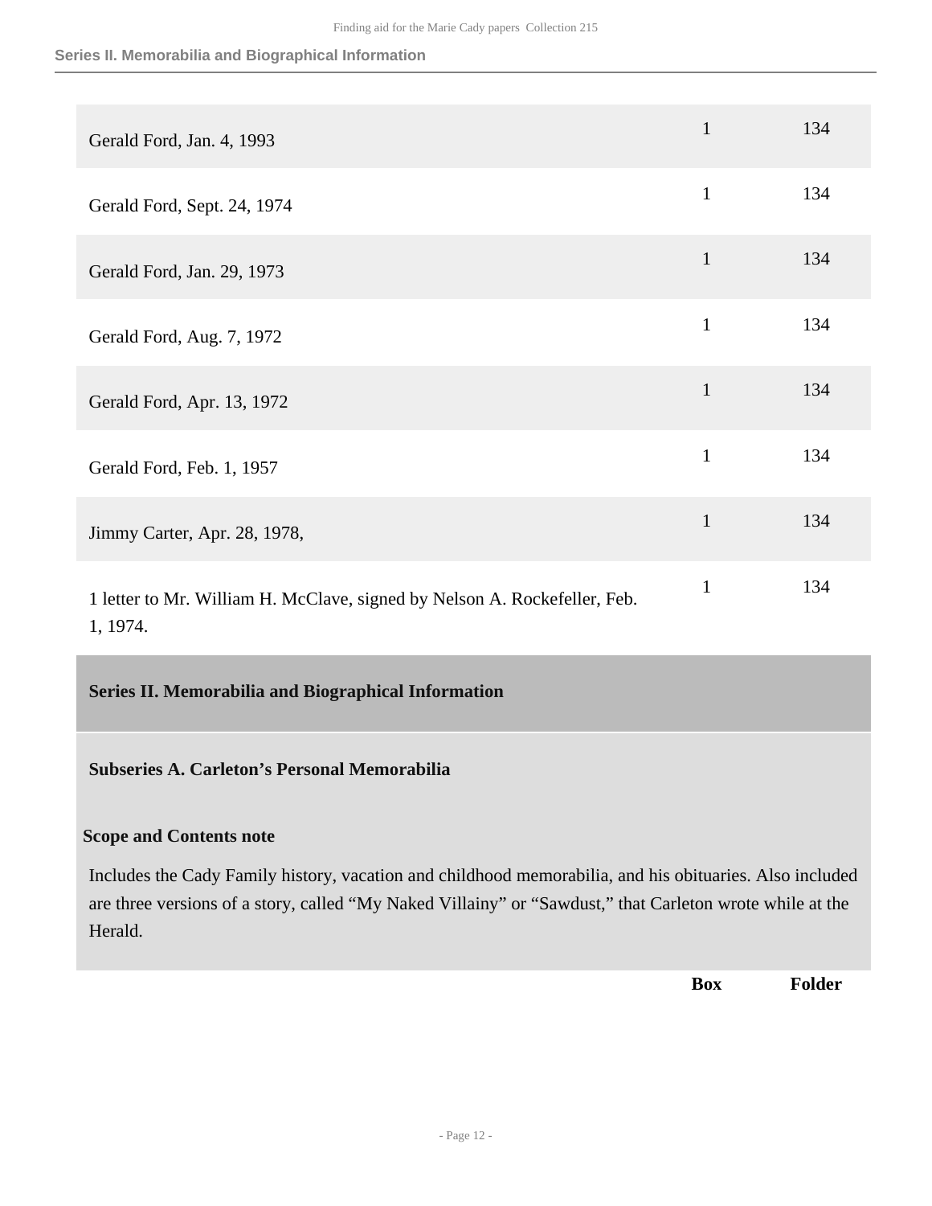| | Box | Folder |
|---|---|---|
| Gerald Ford, Jan. 4, 1993 | 1 | 134 |
| Gerald Ford, Sept. 24, 1974 | 1 | 134 |
| Gerald Ford, Jan. 29, 1973 | 1 | 134 |
| Gerald Ford, Aug. 7, 1972 | 1 | 134 |
| Gerald Ford, Apr. 13, 1972 | 1 | 134 |
| Gerald Ford, Feb. 1, 1957 | 1 | 134 |
| Jimmy Carter, Apr. 28, 1978, | 1 | 134 |
| 1 letter to Mr. William H. McClave, signed by Nelson A. Rockefeller, Feb. 1, 1974. | 1 | 134 |

## Series II. Memorabilia and Biographical Information

### Subseries A. Carleton's Personal Memorabilia

**Scope and Contents note**

Includes the Cady Family history, vacation and childhood memorabilia, and his obituaries. Also included are three versions of a story, called "My Naked Villainy" or "Sawdust," that Carleton wrote while at the Herald.

| | Box | Folder |
|---|---|---|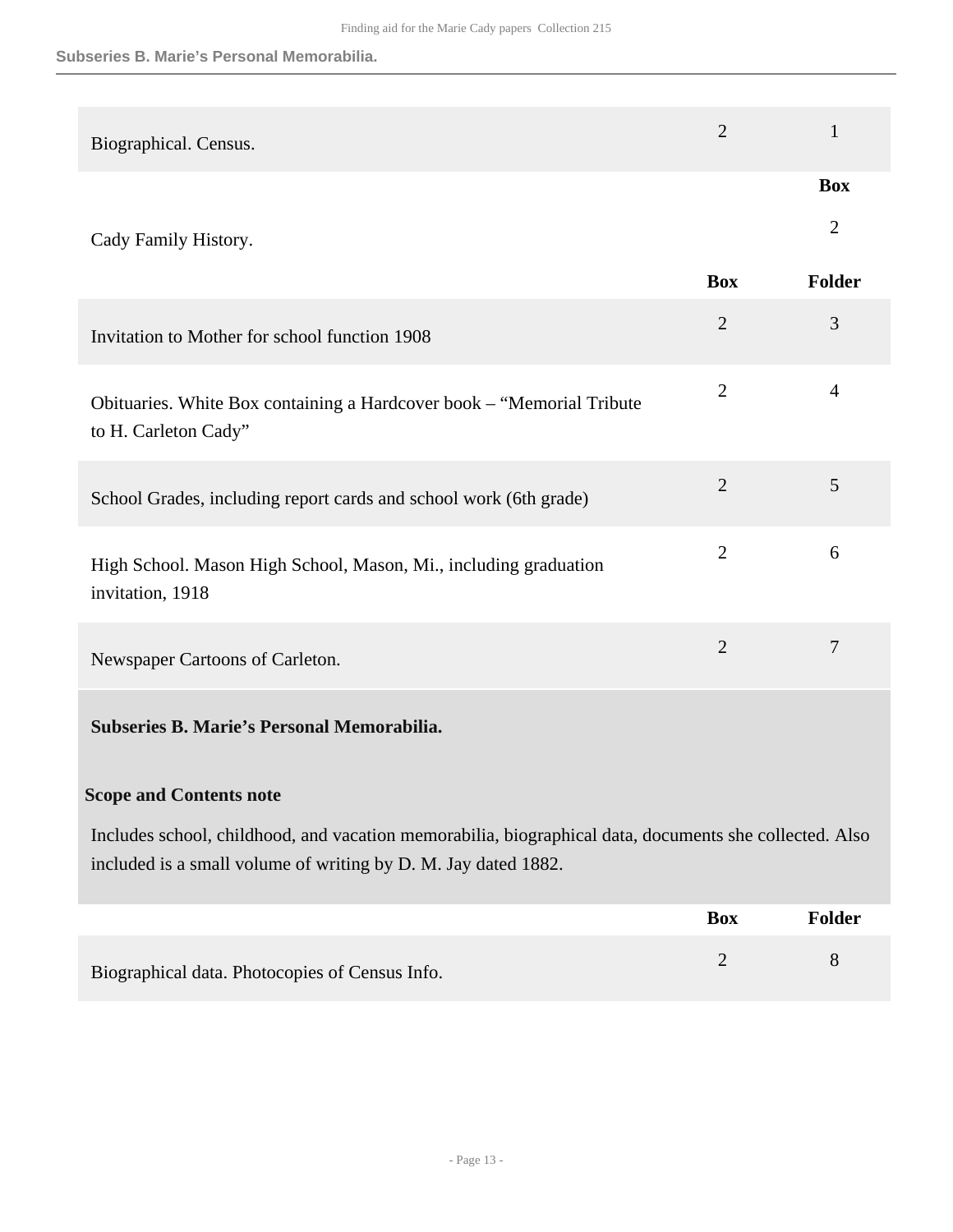| | Box | Folder |
|---|---|---|
| Biographical. Census. | 2 | 1 |

| | | Box |
|---|---|---|
| Cady Family History. | | 2 |

| | Box | Folder |
|---|---|---|
| Invitation to Mother for school function 1908 | 2 | 3 |
| Obituaries. White Box containing a Hardcover book – "Memorial Tribute to H. Carleton Cady" | 2 | 4 |
| School Grades, including report cards and school work (6th grade) | 2 | 5 |
| High School. Mason High School, Mason, Mi., including graduation invitation, 1918 | 2 | 6 |
| Newspaper Cartoons of Carleton. | 2 | 7 |

**Subseries B. Marie's Personal Memorabilia.**

**Scope and Contents note**

Includes school, childhood, and vacation memorabilia, biographical data, documents she collected. Also included is a small volume of writing by D. M. Jay dated 1882.

| | Box | Folder |
|---|---|---|
| Biographical data. Photocopies of Census Info. | 2 | 8 |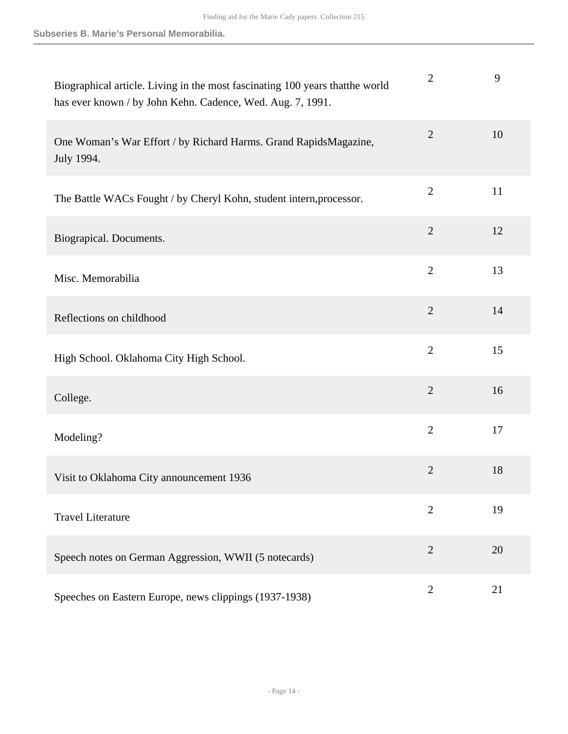| | | |
|---|---|---|
| Biographical article. Living in the most fascinating 100 years thatthe world has ever known / by John Kehn. Cadence, Wed. Aug. 7, 1991. | 2 | 9 |
| One Woman's War Effort / by Richard Harms. Grand RapidsMagazine, July 1994. | 2 | 10 |
| The Battle WACs Fought / by Cheryl Kohn, student intern,processor. | 2 | 11 |
| Biograpical. Documents. | 2 | 12 |
| Misc. Memorabilia | 2 | 13 |
| Reflections on childhood | 2 | 14 |
| High School. Oklahoma City High School. | 2 | 15 |
| College. | 2 | 16 |
| Modeling? | 2 | 17 |
| Visit to Oklahoma City announcement 1936 | 2 | 18 |
| Travel Literature | 2 | 19 |
| Speech notes on German Aggression, WWII (5 notecards) | 2 | 20 |
| Speeches on Eastern Europe, news clippings (1937-1938) | 2 | 21 |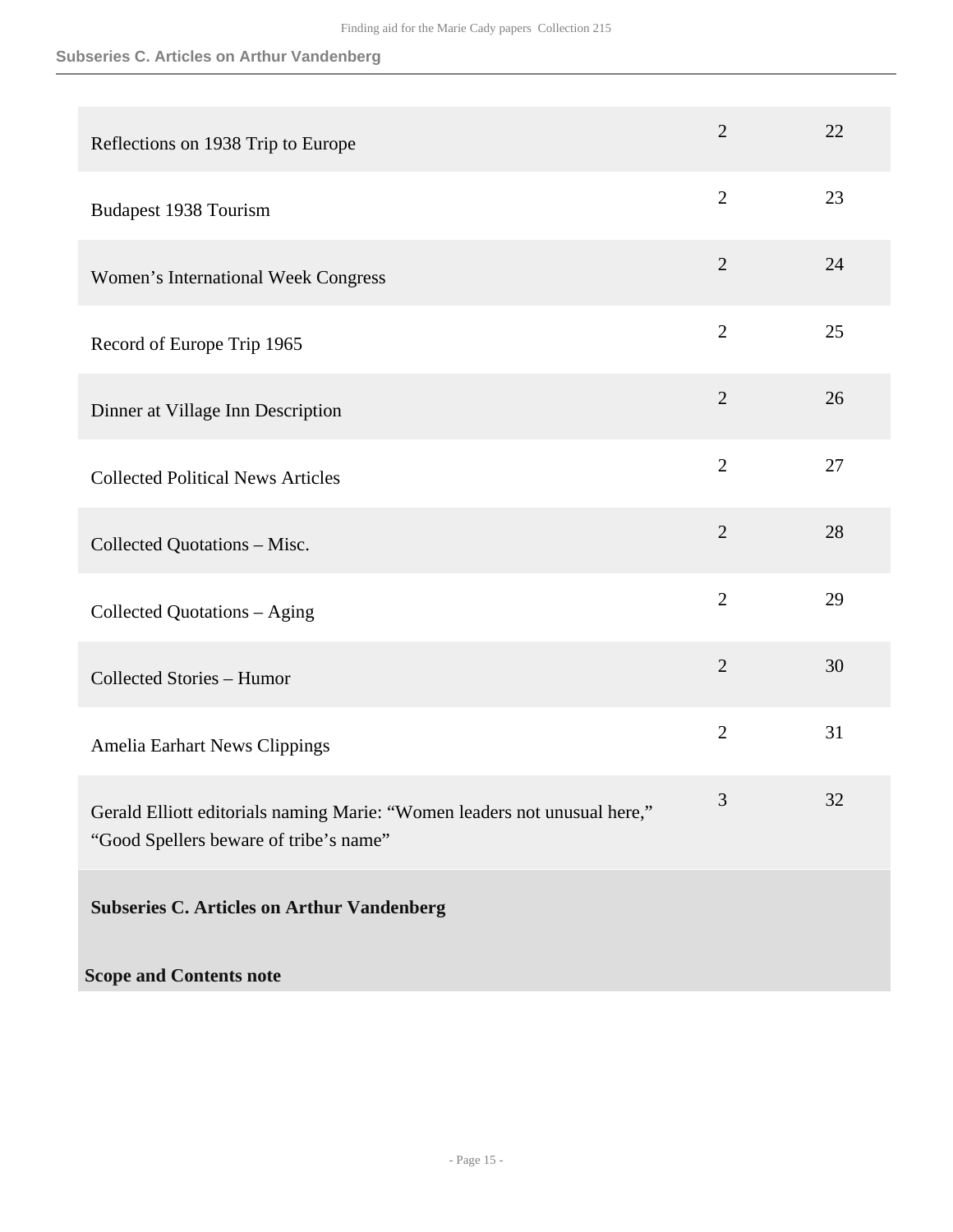| | | |
|---|---|---|
| Reflections on 1938 Trip to Europe | 2 | 22 |
| Budapest 1938 Tourism | 2 | 23 |
| Women's International Week Congress | 2 | 24 |
| Record of Europe Trip 1965 | 2 | 25 |
| Dinner at Village Inn Description | 2 | 26 |
| Collected Political News Articles | 2 | 27 |
| Collected Quotations – Misc. | 2 | 28 |
| Collected Quotations – Aging | 2 | 29 |
| Collected Stories – Humor | 2 | 30 |
| Amelia Earhart News Clippings | 2 | 31 |
| Gerald Elliott editorials naming Marie: "Women leaders not unusual here," "Good Spellers beware of tribe's name" | 3 | 32 |

**Subseries C. Articles on Arthur Vandenberg**

**Scope and Contents note**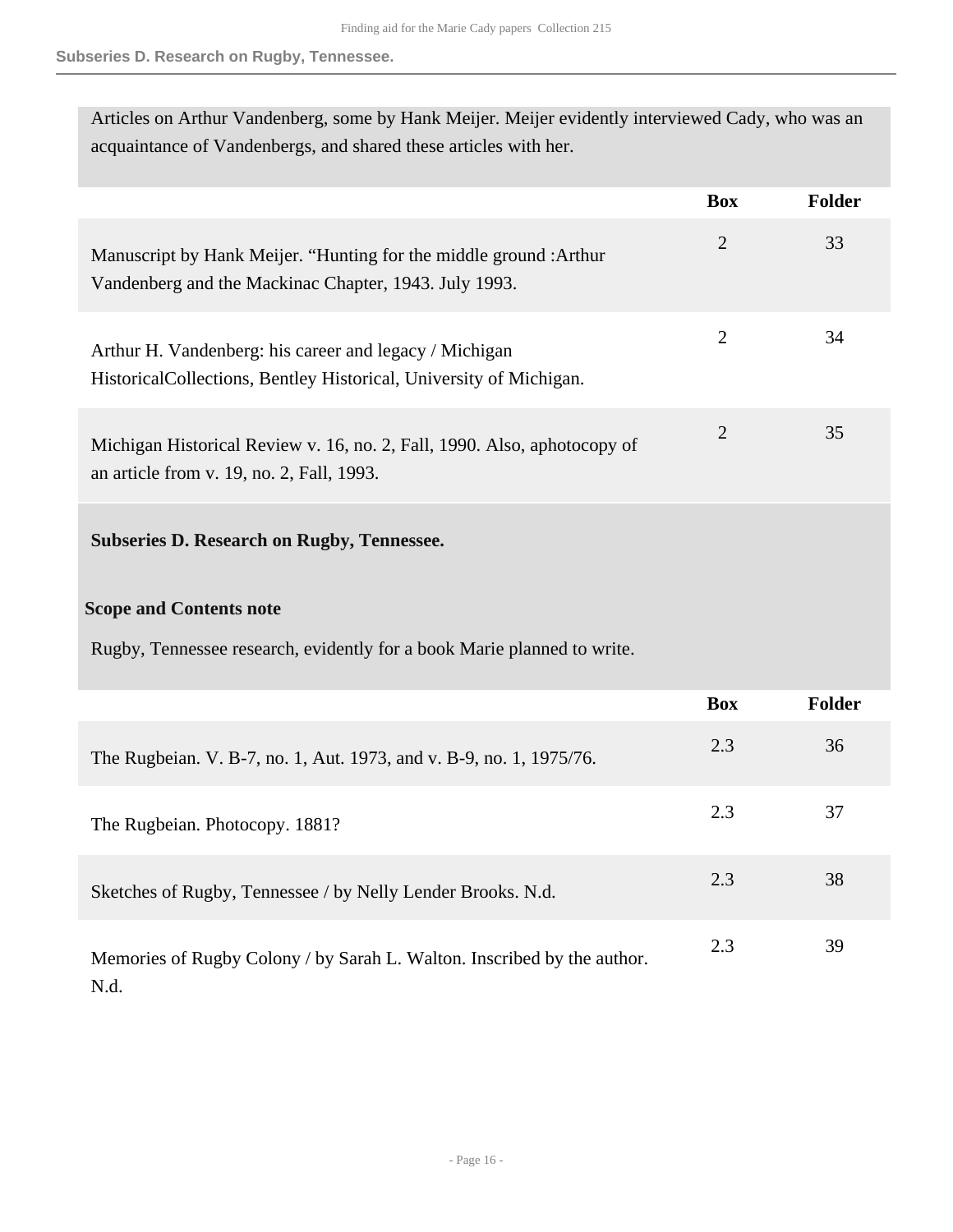Articles on Arthur Vandenberg, some by Hank Meijer. Meijer evidently interviewed Cady, who was an acquaintance of Vandenbergs, and shared these articles with her.

| | Box | Folder |
|---|---|---|
| Manuscript by Hank Meijer. "Hunting for the middle ground :Arthur Vandenberg and the Mackinac Chapter, 1943. July 1993. | 2 | 33 |
| Arthur H. Vandenberg: his career and legacy / Michigan HistoricalCollections, Bentley Historical, University of Michigan. | 2 | 34 |
| Michigan Historical Review v. 16, no. 2, Fall, 1990. Also, aphotocopy of an article from v. 19, no. 2, Fall, 1993. | 2 | 35 |

### Subseries D. Research on Rugby, Tennessee.

#### Scope and Contents note

Rugby, Tennessee research, evidently for a book Marie planned to write.

| | Box | Folder |
|---|---|---|
| The Rugbeian. V. B-7, no. 1, Aut. 1973, and v. B-9, no. 1, 1975/76. | 2.3 | 36 |
| The Rugbeian. Photocopy. 1881? | 2.3 | 37 |
| Sketches of Rugby, Tennessee / by Nelly Lender Brooks. N.d. | 2.3 | 38 |
| Memories of Rugby Colony / by Sarah L. Walton. Inscribed by the author. N.d. | 2.3 | 39 |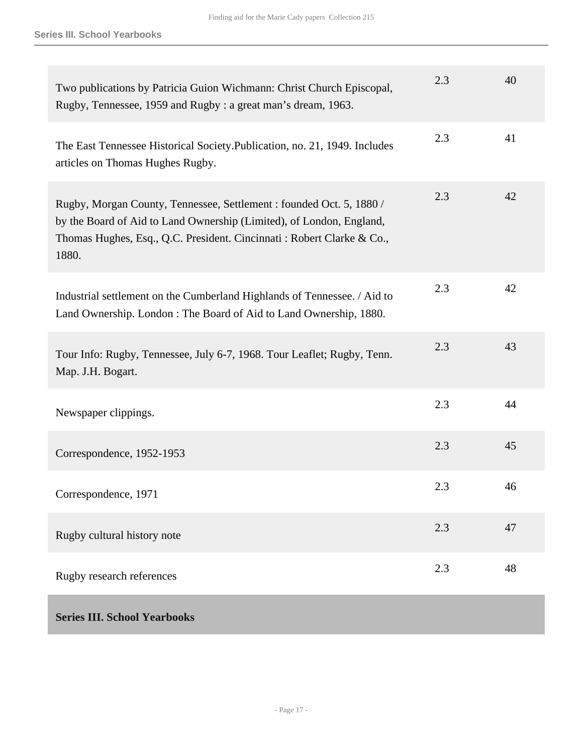| Description | Box | Folder |
| --- | --- | --- |
| Two publications by Patricia Guion Wichmann: Christ Church Episcopal, Rugby, Tennessee, 1959 and Rugby : a great man's dream, 1963. | 2.3 | 40 |
| The East Tennessee Historical Society.Publication, no. 21, 1949. Includes articles on Thomas Hughes Rugby. | 2.3 | 41 |
| Rugby, Morgan County, Tennessee, Settlement : founded Oct. 5, 1880 / by the Board of Aid to Land Ownership (Limited), of London, England, Thomas Hughes, Esq., Q.C. President. Cincinnati : Robert Clarke & Co., 1880. | 2.3 | 42 |
| Industrial settlement on the Cumberland Highlands of Tennessee. / Aid to Land Ownership. London : The Board of Aid to Land Ownership, 1880. | 2.3 | 42 |
| Tour Info: Rugby, Tennessee, July 6-7, 1968. Tour Leaflet; Rugby, Tenn. Map. J.H. Bogart. | 2.3 | 43 |
| Newspaper clippings. | 2.3 | 44 |
| Correspondence, 1952-1953 | 2.3 | 45 |
| Correspondence, 1971 | 2.3 | 46 |
| Rugby cultural history note | 2.3 | 47 |
| Rugby research references | 2.3 | 48 |

## Series III. School Yearbooks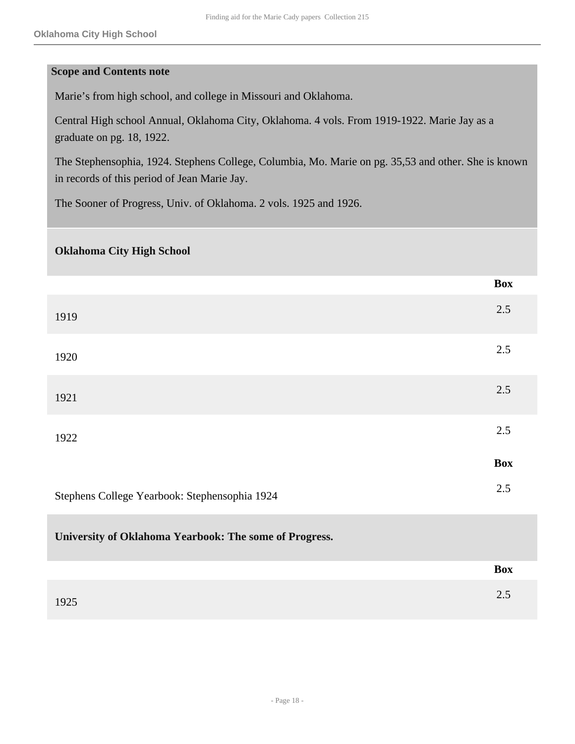**Scope and Contents note**

Marie's from high school, and college in Missouri and Oklahoma.

Central High school Annual, Oklahoma City, Oklahoma. 4 vols. From 1919-1922. Marie Jay as a graduate on pg. 18, 1922.

The Stephensophia, 1924. Stephens College, Columbia, Mo. Marie on pg. 35,53 and other. She is known in records of this period of Jean Marie Jay.

The Sooner of Progress, Univ. of Oklahoma. 2 vols. 1925 and 1926.

### Oklahoma City High School

| | Box |
|---|---|
| 1919 | 2.5 |
| 1920 | 2.5 |
| 1921 | 2.5 |
| 1922 | 2.5 |

| | Box |
|---|---|
| Stephens College Yearbook: Stephensophia 1924 | 2.5 |

### University of Oklahoma Yearbook: The some of Progress.

| | Box |
|---|---|
| 1925 | 2.5 |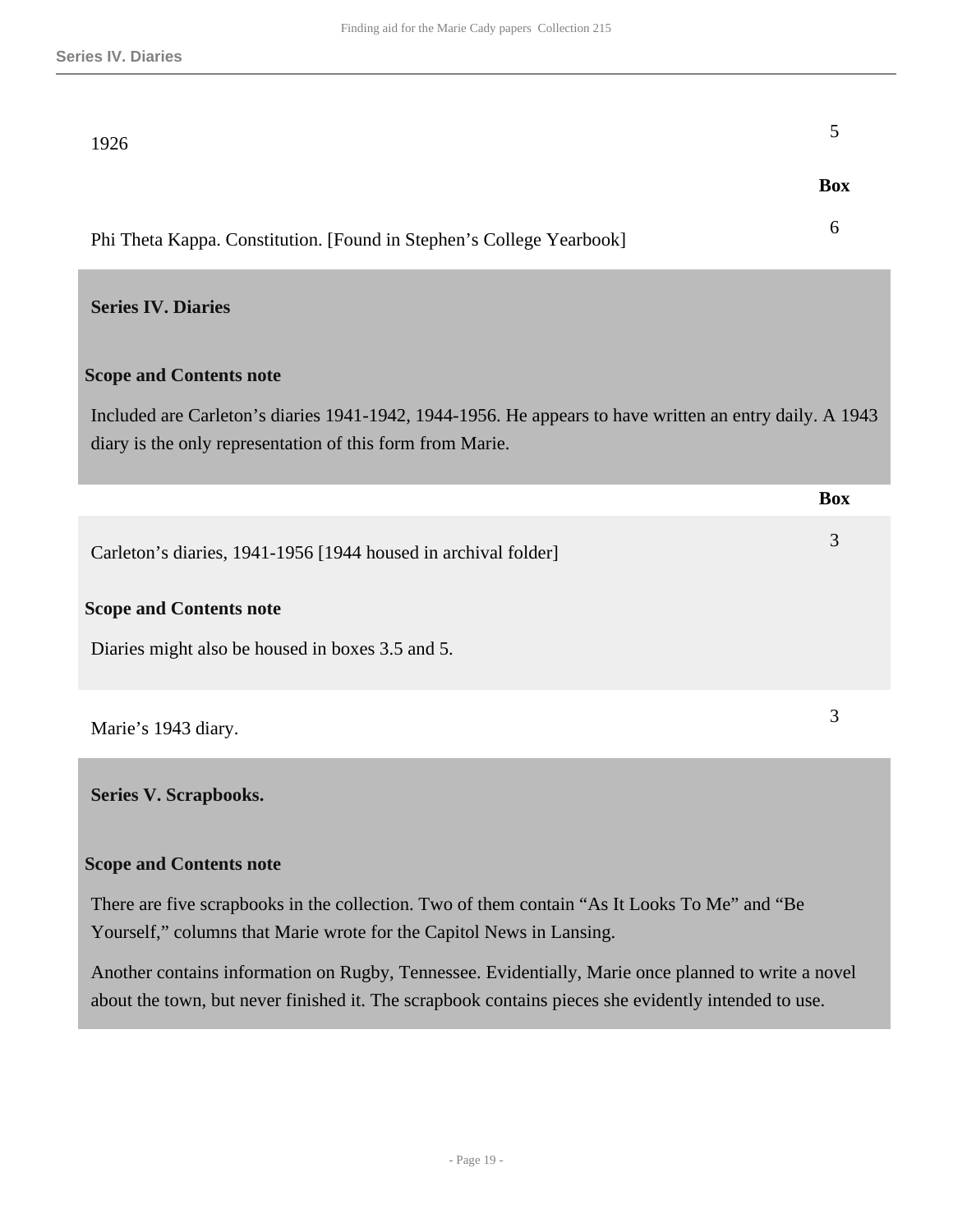| | Box |
|---|---|
| 1926 | 5 |

| | Box |
|---|---|
| Phi Theta Kappa. Constitution. [Found in Stephen's College Yearbook] | 6 |

## Series IV. Diaries

### Scope and Contents note

Included are Carleton's diaries 1941-1942, 1944-1956. He appears to have written an entry daily. A 1943 diary is the only representation of this form from Marie.

| | Box |
|---|---|
| Carleton's diaries, 1941-1956 [1944 housed in archival folder] | 3 |

**Scope and Contents note**

Diaries might also be housed in boxes 3.5 and 5.

| | Box |
|---|---|
| Marie's 1943 diary. | 3 |

## Series V. Scrapbooks.

### Scope and Contents note

There are five scrapbooks in the collection. Two of them contain "As It Looks To Me" and "Be Yourself," columns that Marie wrote for the Capitol News in Lansing.

Another contains information on Rugby, Tennessee. Evidentially, Marie once planned to write a novel about the town, but never finished it. The scrapbook contains pieces she evidently intended to use.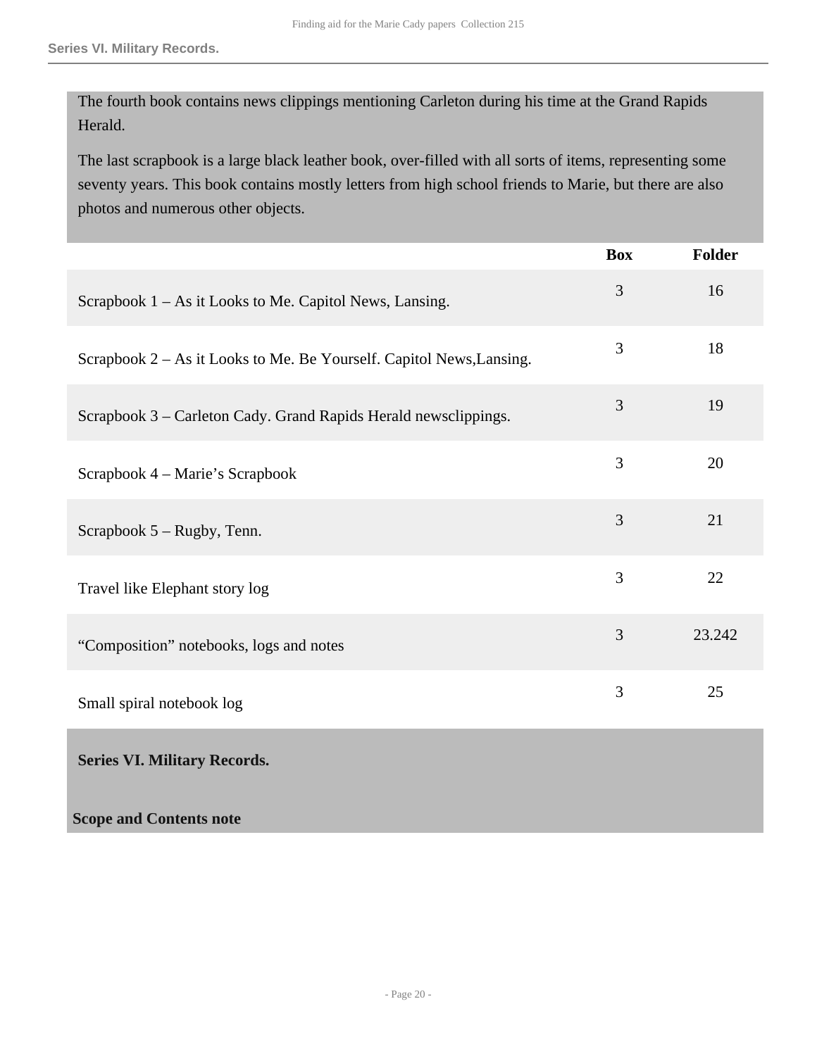The fourth book contains news clippings mentioning Carleton during his time at the Grand Rapids Herald.

The last scrapbook is a large black leather book, over-filled with all sorts of items, representing some seventy years. This book contains mostly letters from high school friends to Marie, but there are also photos and numerous other objects.

| | Box | Folder |
|---|---|---|
| Scrapbook 1 – As it Looks to Me. Capitol News, Lansing. | 3 | 16 |
| Scrapbook 2 – As it Looks to Me. Be Yourself. Capitol News,Lansing. | 3 | 18 |
| Scrapbook 3 – Carleton Cady. Grand Rapids Herald newsclippings. | 3 | 19 |
| Scrapbook 4 – Marie's Scrapbook | 3 | 20 |
| Scrapbook 5 – Rugby, Tenn. | 3 | 21 |
| Travel like Elephant story log | 3 | 22 |
| "Composition" notebooks, logs and notes | 3 | 23.242 |
| Small spiral notebook log | 3 | 25 |

## Series VI. Military Records.

### Scope and Contents note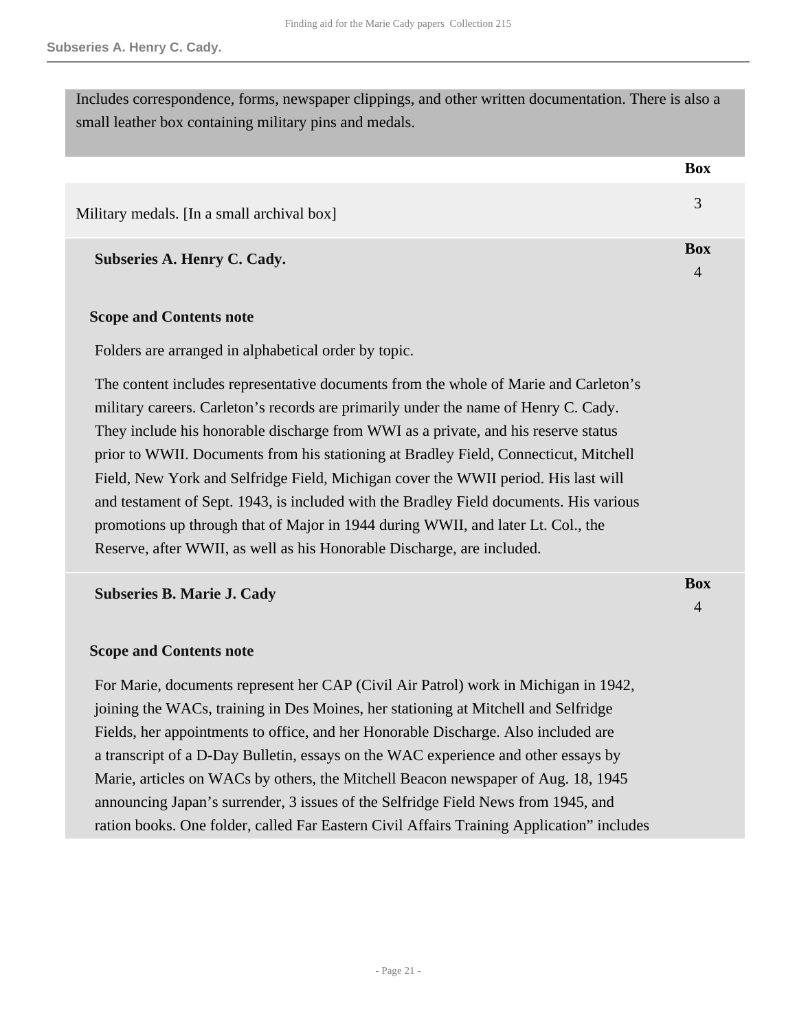Includes correspondence, forms, newspaper clippings, and other written documentation. There is also a small leather box containing military pins and medals.

| | Box |
|---|---|
| Military medals. [In a small archival box] | 3 |

### Subseries A. Henry C. Cady.

Box 4

**Scope and Contents note**

Folders are arranged in alphabetical order by topic.

The content includes representative documents from the whole of Marie and Carleton's military careers. Carleton's records are primarily under the name of Henry C. Cady. They include his honorable discharge from WWI as a private, and his reserve status prior to WWII. Documents from his stationing at Bradley Field, Connecticut, Mitchell Field, New York and Selfridge Field, Michigan cover the WWII period. His last will and testament of Sept. 1943, is included with the Bradley Field documents. His various promotions up through that of Major in 1944 during WWII, and later Lt. Col., the Reserve, after WWII, as well as his Honorable Discharge, are included.

### Subseries B. Marie J. Cady

Box 4

**Scope and Contents note**

For Marie, documents represent her CAP (Civil Air Patrol) work in Michigan in 1942, joining the WACs, training in Des Moines, her stationing at Mitchell and Selfridge Fields, her appointments to office, and her Honorable Discharge. Also included are a transcript of a D-Day Bulletin, essays on the WAC experience and other essays by Marie, articles on WACs by others, the Mitchell Beacon newspaper of Aug. 18, 1945 announcing Japan's surrender, 3 issues of the Selfridge Field News from 1945, and ration books. One folder, called Far Eastern Civil Affairs Training Application" includes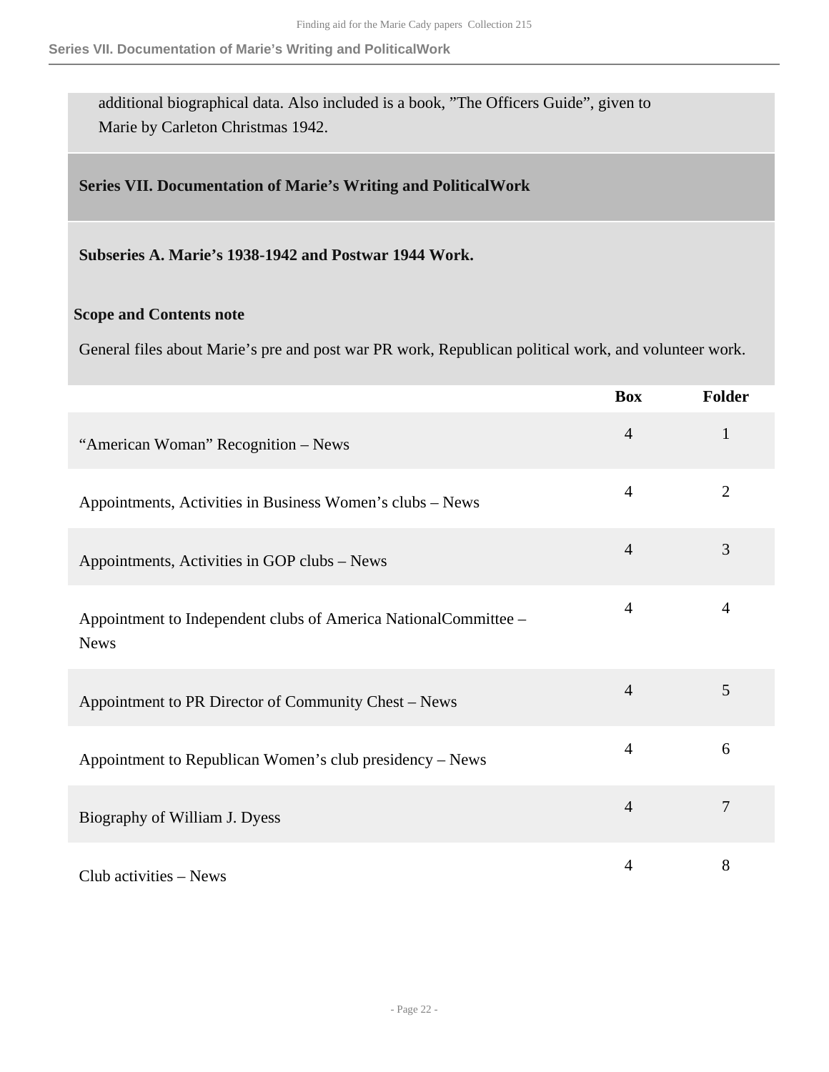additional biographical data. Also included is a book, ”The Officers Guide”, given to Marie by Carleton Christmas 1942.

## Series VII. Documentation of Marie’s Writing and PoliticalWork

### Subseries A. Marie’s 1938-1942 and Postwar 1944 Work.

**Scope and Contents note**

General files about Marie’s pre and post war PR work, Republican political work, and volunteer work.

| | Box | Folder |
|---|---|---|
| “American Woman” Recognition – News | 4 | 1 |
| Appointments, Activities in Business Women’s clubs – News | 4 | 2 |
| Appointments, Activities in GOP clubs – News | 4 | 3 |
| Appointment to Independent clubs of America NationalCommittee – News | 4 | 4 |
| Appointment to PR Director of Community Chest – News | 4 | 5 |
| Appointment to Republican Women’s club presidency – News | 4 | 6 |
| Biography of William J. Dyess | 4 | 7 |
| Club activities – News | 4 | 8 |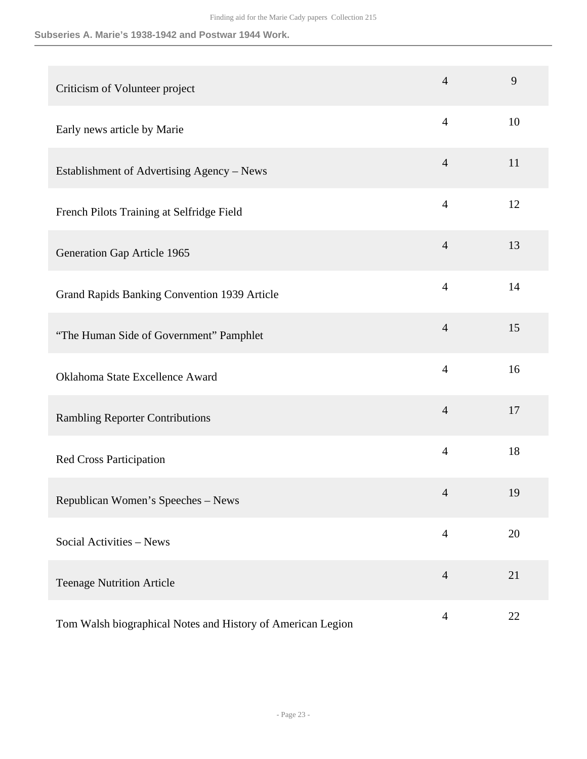| | | |
|---|---|---|
| Criticism of Volunteer project | 4 | 9 |
| Early news article by Marie | 4 | 10 |
| Establishment of Advertising Agency – News | 4 | 11 |
| French Pilots Training at Selfridge Field | 4 | 12 |
| Generation Gap Article 1965 | 4 | 13 |
| Grand Rapids Banking Convention 1939 Article | 4 | 14 |
| “The Human Side of Government” Pamphlet | 4 | 15 |
| Oklahoma State Excellence Award | 4 | 16 |
| Rambling Reporter Contributions | 4 | 17 |
| Red Cross Participation | 4 | 18 |
| Republican Women’s Speeches – News | 4 | 19 |
| Social Activities – News | 4 | 20 |
| Teenage Nutrition Article | 4 | 21 |
| Tom Walsh biographical Notes and History of American Legion | 4 | 22 |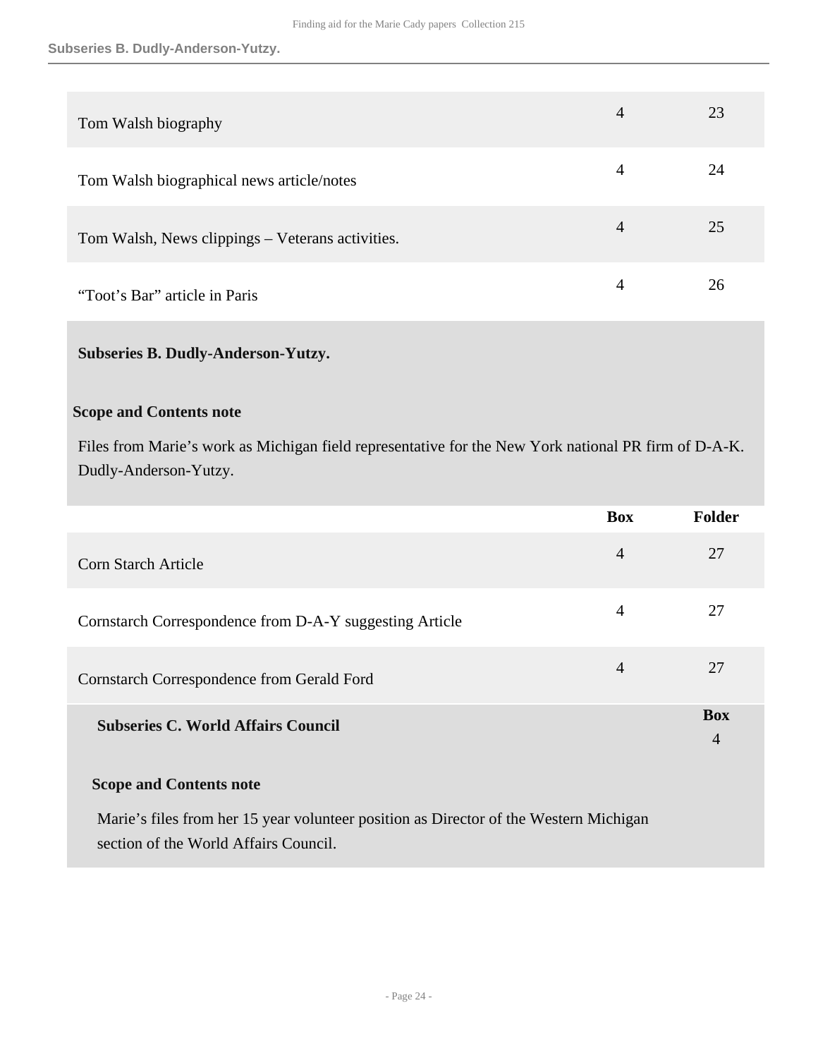| | | |
|---|---|---|
| Tom Walsh biography | 4 | 23 |
| Tom Walsh biographical news article/notes | 4 | 24 |
| Tom Walsh, News clippings – Veterans activities. | 4 | 25 |
| “Toot’s Bar” article in Paris | 4 | 26 |

### Subseries B. Dudly-Anderson-Yutzy.

**Scope and Contents note**

Files from Marie’s work as Michigan field representative for the New York national PR firm of D-A-K. Dudly-Anderson-Yutzy.

| | Box | Folder |
|---|---|---|
| Corn Starch Article | 4 | 27 |
| Cornstarch Correspondence from D-A-Y suggesting Article | 4 | 27 |
| Cornstarch Correspondence from Gerald Ford | 4 | 27 |

### Subseries C. World Affairs Council

**Box** 4

**Scope and Contents note**

Marie’s files from her 15 year volunteer position as Director of the Western Michigan section of the World Affairs Council.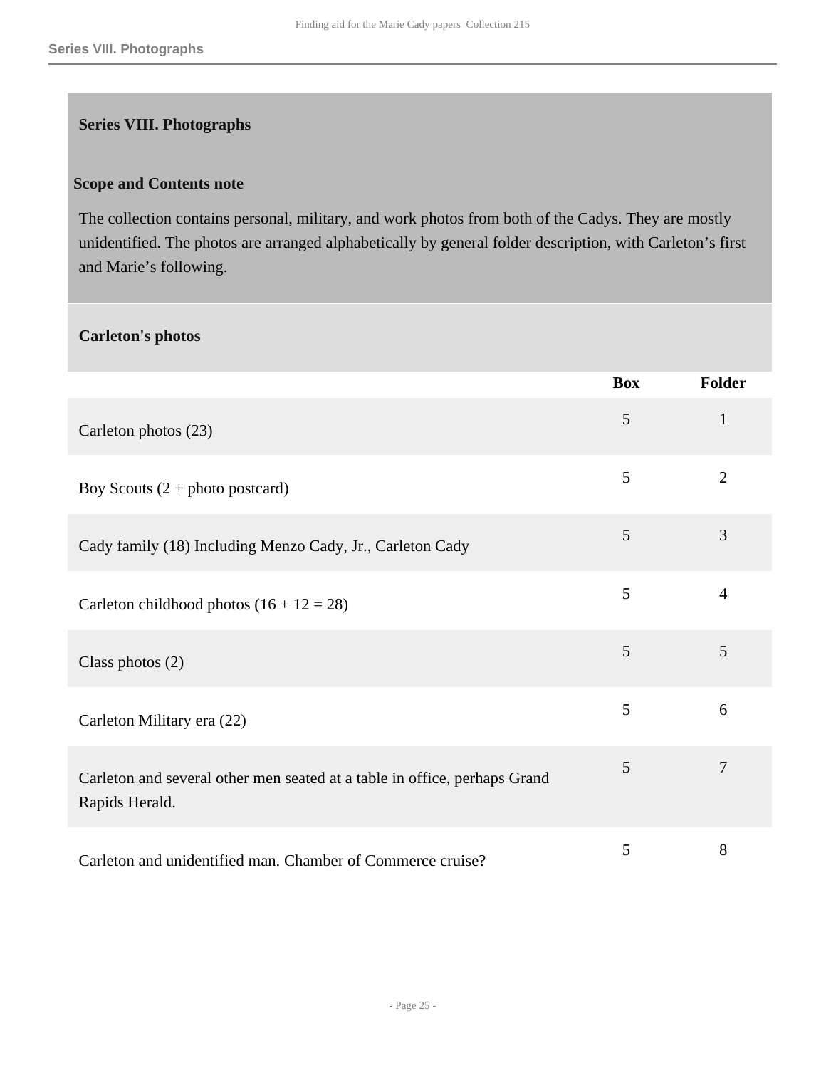## Series VIII. Photographs

### Scope and Contents note

The collection contains personal, military, and work photos from both of the Cadys. They are mostly unidentified. The photos are arranged alphabetically by general folder description, with Carleton's first and Marie's following.

### Carleton's photos

| | Box | Folder |
|---|---|---|
| Carleton photos (23) | 5 | 1 |
| Boy Scouts (2 + photo postcard) | 5 | 2 |
| Cady family (18) Including Menzo Cady, Jr., Carleton Cady | 5 | 3 |
| Carleton childhood photos (16 + 12 = 28) | 5 | 4 |
| Class photos (2) | 5 | 5 |
| Carleton Military era (22) | 5 | 6 |
| Carleton and several other men seated at a table in office, perhaps Grand Rapids Herald. | 5 | 7 |
| Carleton and unidentified man. Chamber of Commerce cruise? | 5 | 8 |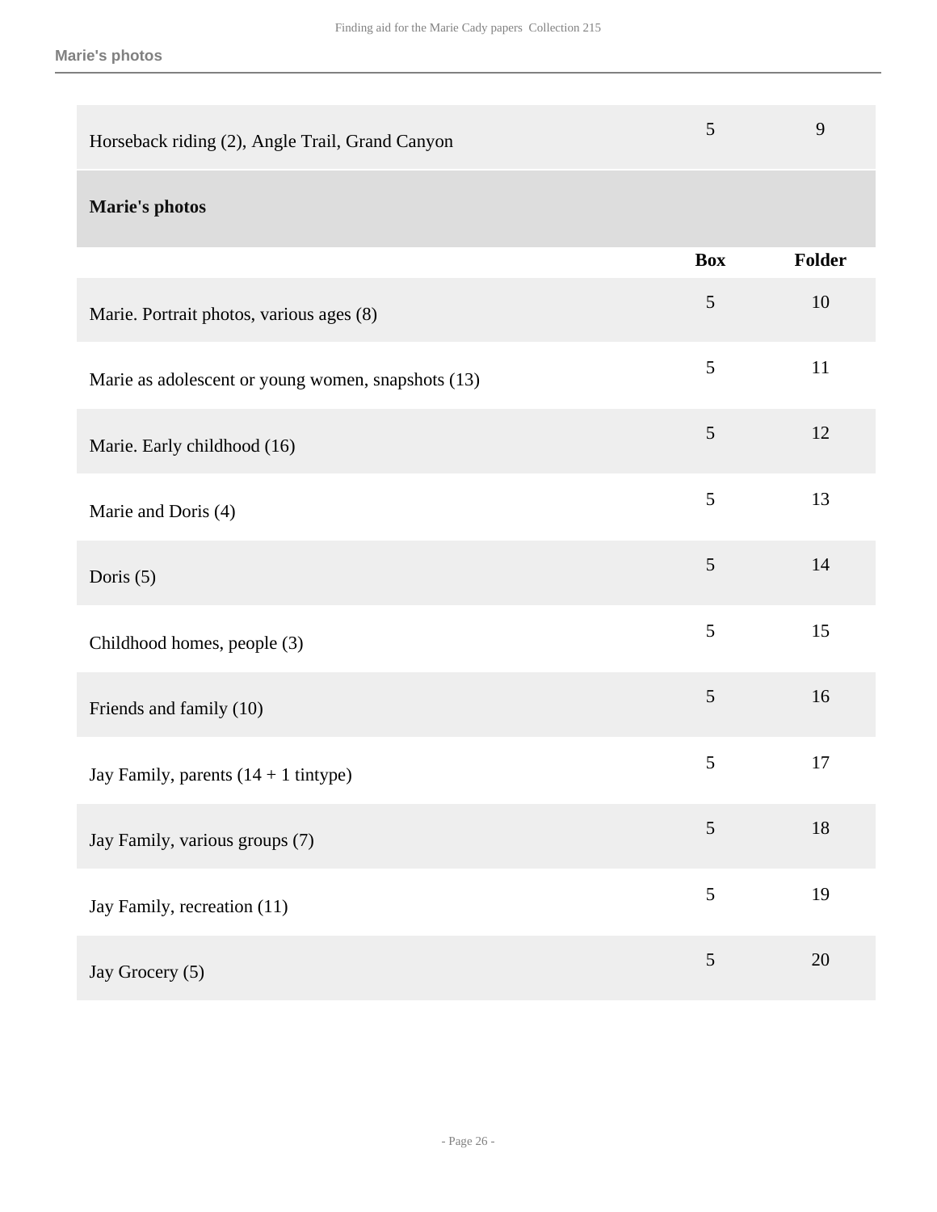| | | |
|---|---|---|
| Horseback riding (2), Angle Trail, Grand Canyon | 5 | 9 |

## Marie's photos

| | Box | Folder |
|---|---|---|
| Marie. Portrait photos, various ages (8) | 5 | 10 |
| Marie as adolescent or young women, snapshots (13) | 5 | 11 |
| Marie. Early childhood (16) | 5 | 12 |
| Marie and Doris (4) | 5 | 13 |
| Doris (5) | 5 | 14 |
| Childhood homes, people (3) | 5 | 15 |
| Friends and family (10) | 5 | 16 |
| Jay Family, parents (14 + 1 tintype) | 5 | 17 |
| Jay Family, various groups (7) | 5 | 18 |
| Jay Family, recreation (11) | 5 | 19 |
| Jay Grocery (5) | 5 | 20 |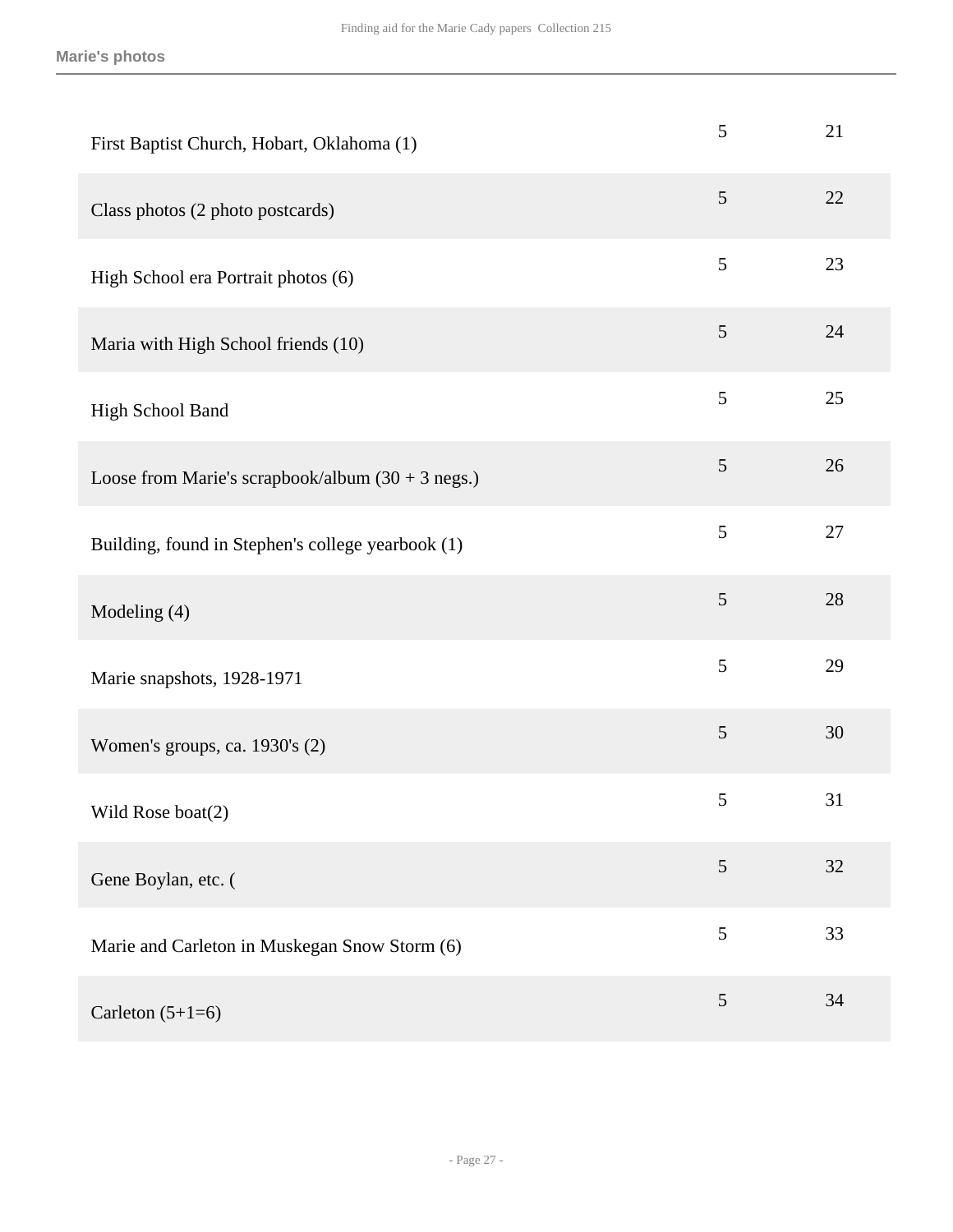## Marie's photos

| | Box | Folder |
|---|---|---|
| First Baptist Church, Hobart, Oklahoma (1) | 5 | 21 |
| Class photos (2 photo postcards) | 5 | 22 |
| High School era Portrait photos (6) | 5 | 23 |
| Maria with High School friends (10) | 5 | 24 |
| High School Band | 5 | 25 |
| Loose from Marie's scrapbook/album (30 + 3 negs.) | 5 | 26 |
| Building, found in Stephen's college yearbook (1) | 5 | 27 |
| Modeling (4) | 5 | 28 |
| Marie snapshots, 1928-1971 | 5 | 29 |
| Women's groups, ca. 1930's (2) | 5 | 30 |
| Wild Rose boat(2) | 5 | 31 |
| Gene Boylan, etc. ( | 5 | 32 |
| Marie and Carleton in Muskegan Snow Storm (6) | 5 | 33 |
| Carleton (5+1=6) | 5 | 34 |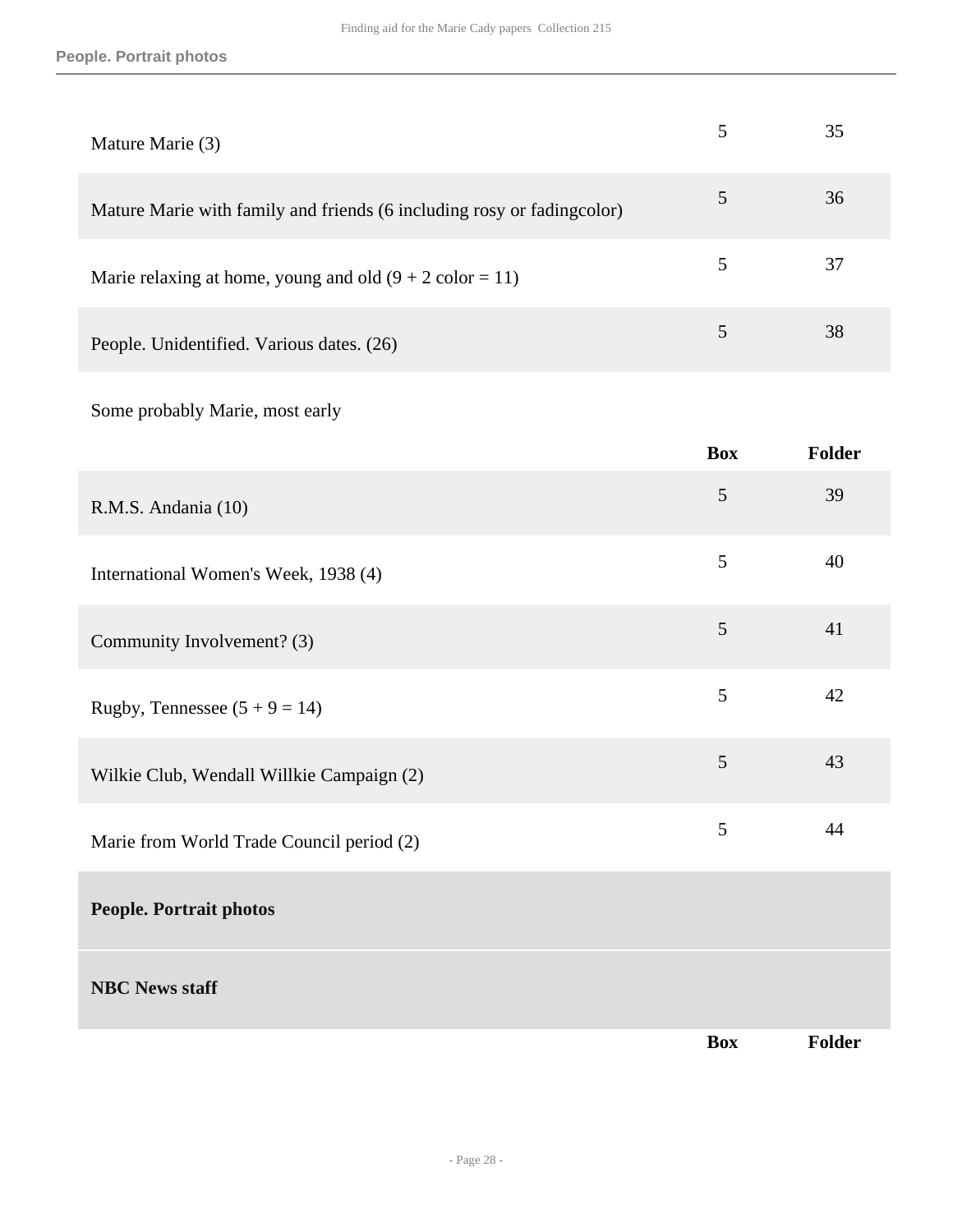| | Box | Folder |
|---|---|---|
| Mature Marie (3) | 5 | 35 |
| Mature Marie with family and friends (6 including rosy or fadingcolor) | 5 | 36 |
| Marie relaxing at home, young and old (9 + 2 color = 11) | 5 | 37 |
| People. Unidentified. Various dates. (26) | 5 | 38 |

Some probably Marie, most early

| | Box | Folder |
|---|---|---|
| R.M.S. Andania (10) | 5 | 39 |
| International Women's Week, 1938 (4) | 5 | 40 |
| Community Involvement? (3) | 5 | 41 |
| Rugby, Tennessee (5 + 9 = 14) | 5 | 42 |
| Wilkie Club, Wendall Willkie Campaign (2) | 5 | 43 |
| Marie from World Trade Council period (2) | 5 | 44 |

**People. Portrait photos**

**NBC News staff**

| | Box | Folder |
|---|---|---|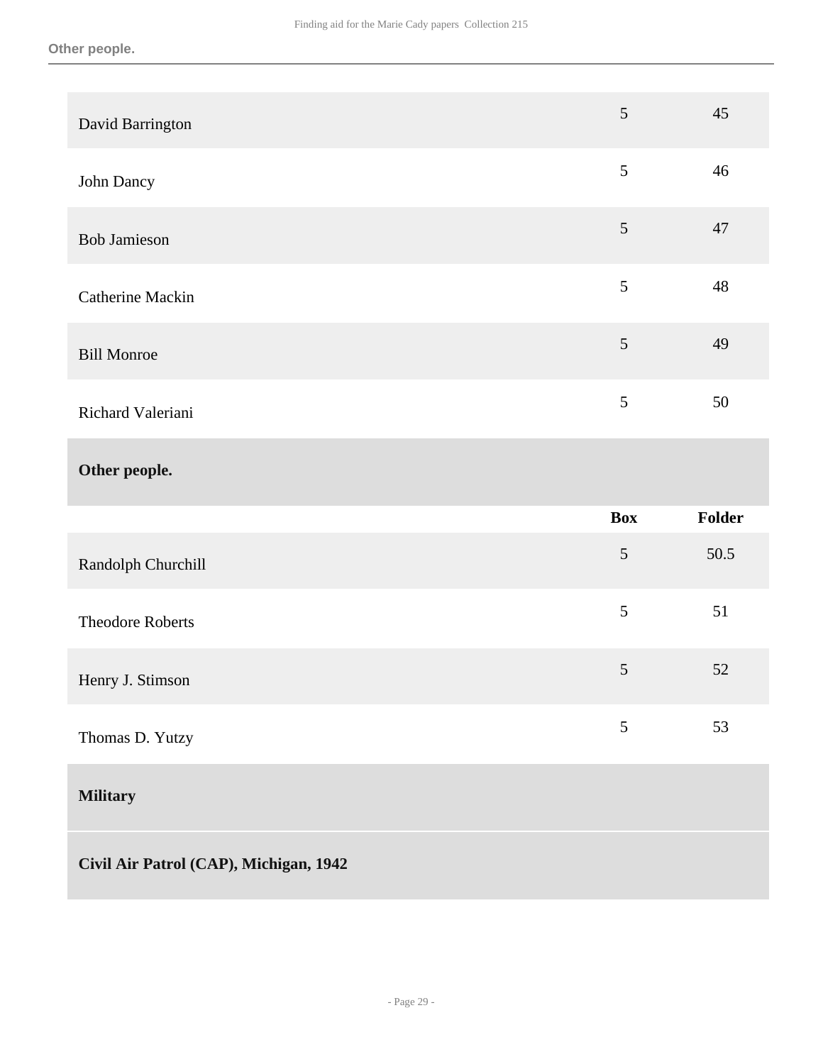| | Box | Folder |
|---|---|---|
| David Barrington | 5 | 45 |
| John Dancy | 5 | 46 |
| Bob Jamieson | 5 | 47 |
| Catherine Mackin | 5 | 48 |
| Bill Monroe | 5 | 49 |
| Richard Valeriani | 5 | 50 |

**Other people.**

| | Box | Folder |
|---|---|---|
| Randolph Churchill | 5 | 50.5 |
| Theodore Roberts | 5 | 51 |
| Henry J. Stimson | 5 | 52 |
| Thomas D. Yutzy | 5 | 53 |

**Military**

**Civil Air Patrol (CAP), Michigan, 1942**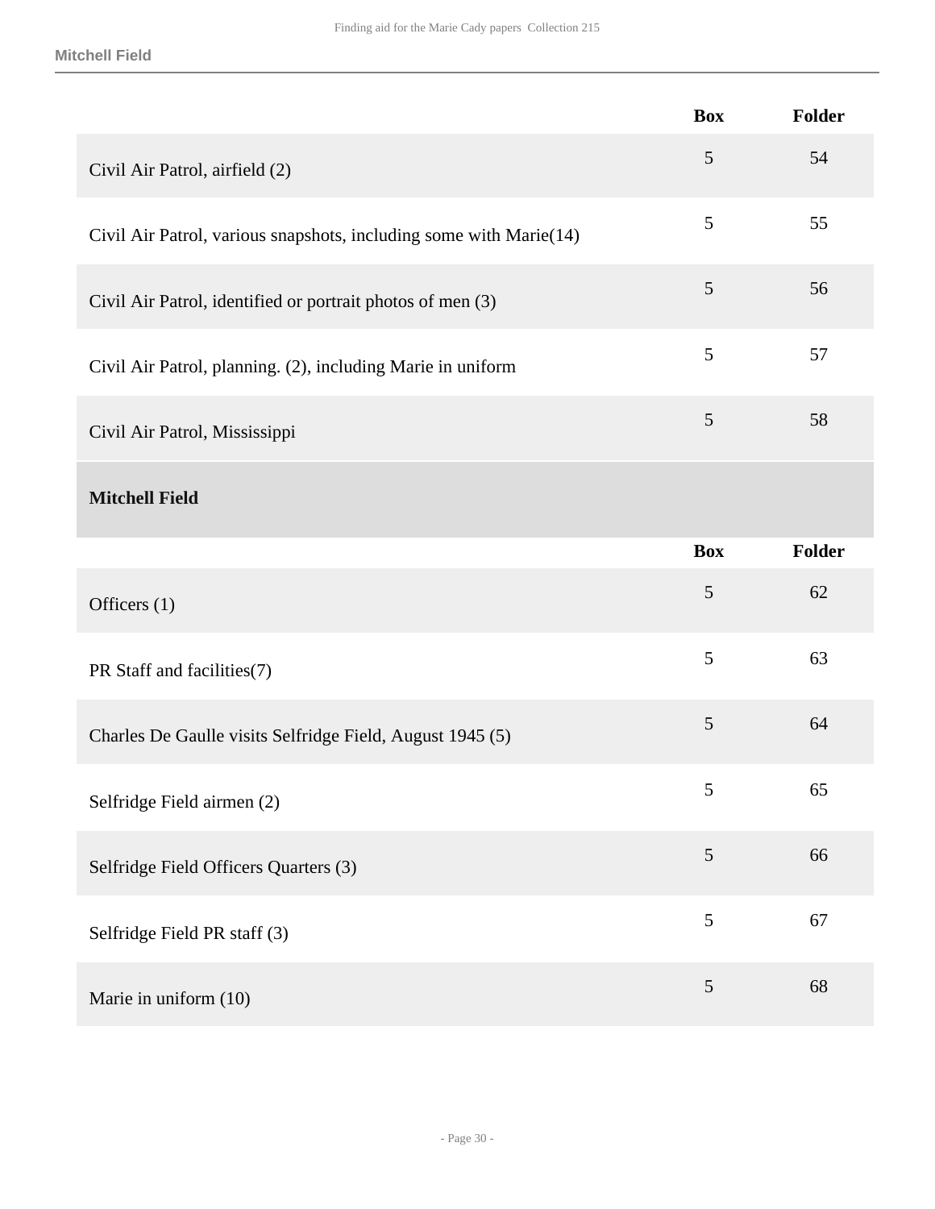| | Box | Folder |
|---|---|---|
| Civil Air Patrol, airfield (2) | 5 | 54 |
| Civil Air Patrol, various snapshots, including some with Marie(14) | 5 | 55 |
| Civil Air Patrol, identified or portrait photos of men (3) | 5 | 56 |
| Civil Air Patrol, planning. (2), including Marie in uniform | 5 | 57 |
| Civil Air Patrol, Mississippi | 5 | 58 |

### Mitchell Field

| | Box | Folder |
|---|---|---|
| Officers (1) | 5 | 62 |
| PR Staff and facilities(7) | 5 | 63 |
| Charles De Gaulle visits Selfridge Field, August 1945 (5) | 5 | 64 |
| Selfridge Field airmen (2) | 5 | 65 |
| Selfridge Field Officers Quarters (3) | 5 | 66 |
| Selfridge Field PR staff (3) | 5 | 67 |
| Marie in uniform (10) | 5 | 68 |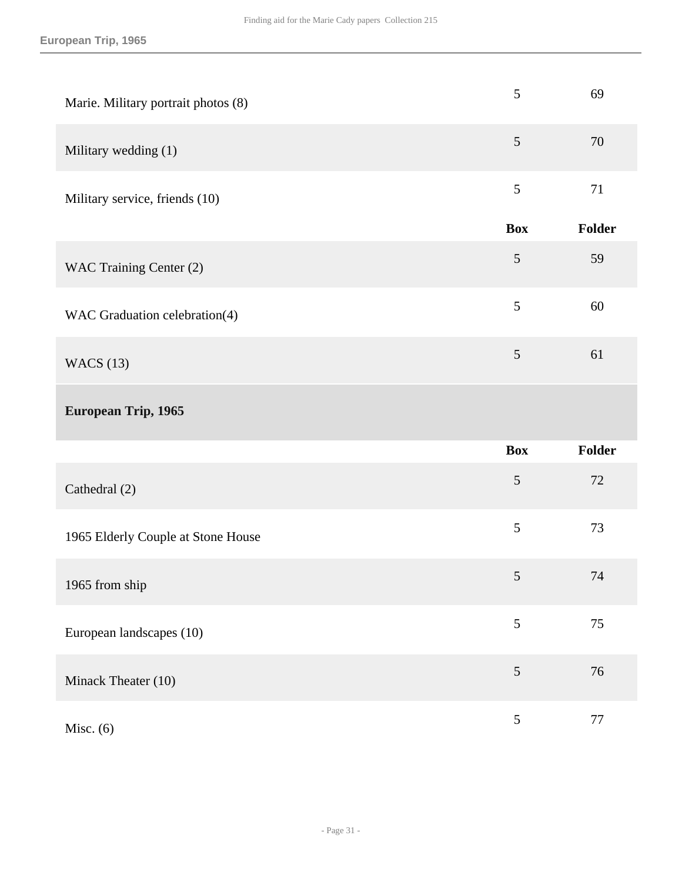| | Box | Folder |
| --- | --- | --- |
| Marie. Military portrait photos (8) | 5 | 69 |
| Military wedding (1) | 5 | 70 |
| Military service, friends (10) | 5 | 71 |

| | Box | Folder |
| --- | --- | --- |
| WAC Training Center (2) | 5 | 59 |
| WAC Graduation celebration(4) | 5 | 60 |
| WACS (13) | 5 | 61 |

### European Trip, 1965

| | Box | Folder |
| --- | --- | --- |
| Cathedral (2) | 5 | 72 |
| 1965 Elderly Couple at Stone House | 5 | 73 |
| 1965 from ship | 5 | 74 |
| European landscapes (10) | 5 | 75 |
| Minack Theater (10) | 5 | 76 |
| Misc. (6) | 5 | 77 |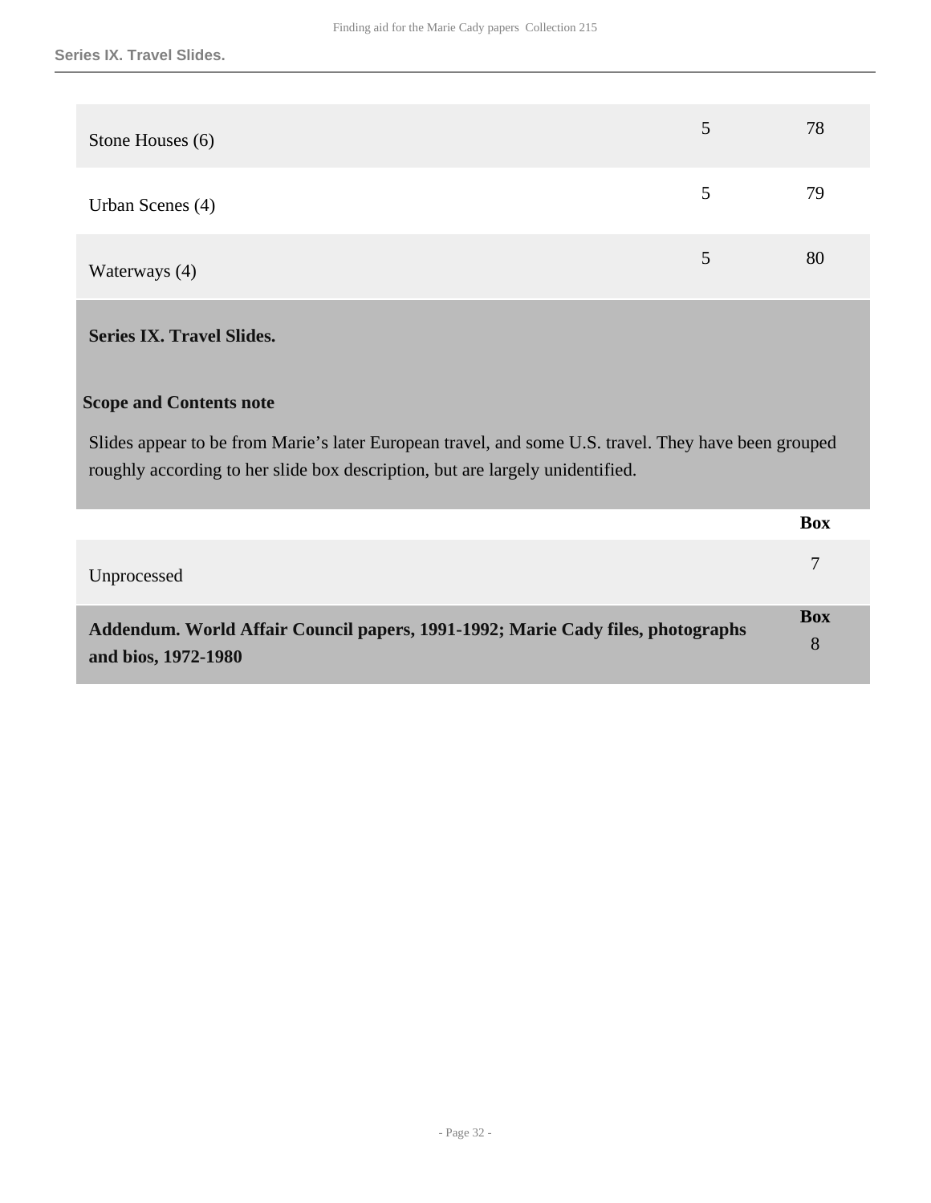| | | |
|---|---|---|
| Stone Houses (6) | 5 | 78 |
| Urban Scenes (4) | 5 | 79 |
| Waterways (4) | 5 | 80 |

## Series IX. Travel Slides.

### Scope and Contents note

Slides appear to be from Marie's later European travel, and some U.S. travel. They have been grouped roughly according to her slide box description, but are largely unidentified.

| | Box |
|---|---|
| Unprocessed | 7 |

| | |
|---|---|
| **Addendum. World Affair Council papers, 1991-1992; Marie Cady files, photographs and bios, 1972-1980** | **Box** 8 |